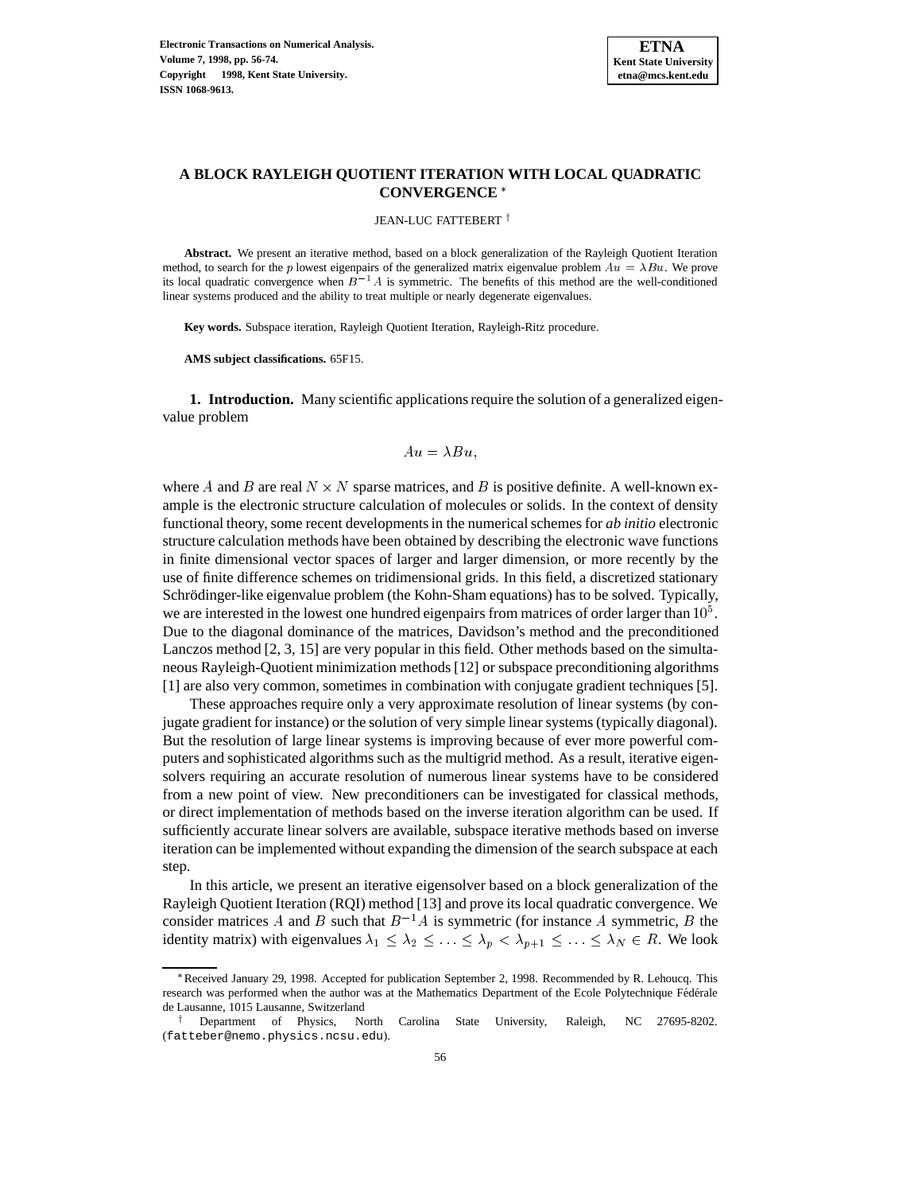# A BLOCK RAYLEIGH QUOTIENT ITERATION WITH LOCAL QUADRATIC CONVERGENCE *

JEAN-LUC FATTEBERT †

**Abstract.** We present an iterative method, based on a block generalization of the Rayleigh Quotient Iteration method, to search for the $p$ lowest eigenpairs of the generalized matrix eigenvalue problem $Au = \lambda Bu$. We prove its local quadratic convergence when $B^{-1}A$ is symmetric. The benefits of this method are the well-conditioned linear systems produced and the ability to treat multiple or nearly degenerate eigenvalues.

**Key words.** Subspace iteration, Rayleigh Quotient Iteration, Rayleigh-Ritz procedure.

**AMS subject classifications.** 65F15.

**1. Introduction.** Many scientific applications require the solution of a generalized eigenvalue problem

$$Au = \lambda Bu,$$

where $A$ and $B$ are real $N \times N$ sparse matrices, and $B$ is positive definite. A well-known example is the electronic structure calculation of molecules or solids. In the context of density functional theory, some recent developments in the numerical schemes for *ab initio* electronic structure calculation methods have been obtained by describing the electronic wave functions in finite dimensional vector spaces of larger and larger dimension, or more recently by the use of finite difference schemes on tridimensional grids. In this field, a discretized stationary Schrödinger-like eigenvalue problem (the Kohn-Sham equations) has to be solved. Typically, we are interested in the lowest one hundred eigenpairs from matrices of order larger than $10^5$. Due to the diagonal dominance of the matrices, Davidson's method and the preconditioned Lanczos method [2, 3, 15] are very popular in this field. Other methods based on the simultaneous Rayleigh-Quotient minimization methods [12] or subspace preconditioning algorithms [1] are also very common, sometimes in combination with conjugate gradient techniques [5].

These approaches require only a very approximate resolution of linear systems (by conjugate gradient for instance) or the solution of very simple linear systems (typically diagonal). But the resolution of large linear systems is improving because of ever more powerful computers and sophisticated algorithms such as the multigrid method. As a result, iterative eigensolvers requiring an accurate resolution of numerous linear systems have to be considered from a new point of view. New preconditioners can be investigated for classical methods, or direct implementation of methods based on the inverse iteration algorithm can be used. If sufficiently accurate linear solvers are available, subspace iterative methods based on inverse iteration can be implemented without expanding the dimension of the search subspace at each step.

In this article, we present an iterative eigensolver based on a block generalization of the Rayleigh Quotient Iteration (RQI) method [13] and prove its local quadratic convergence. We consider matrices $A$ and $B$ such that $B^{-1}A$ is symmetric (for instance $A$ symmetric, $B$ the identity matrix) with eigenvalues $\lambda_1 \leq \lambda_2 \leq \ldots \leq \lambda_p < \lambda_{p+1} \leq \ldots \leq \lambda_N \in R$. We look

---

*Received January 29, 1998. Accepted for publication September 2, 1998. Recommended by R. Lehoucq. This research was performed when the author was at the Mathematics Department of the Ecole Polytechnique Fédérale de Lausanne, 1015 Lausanne, Switzerland

† Department of Physics, North Carolina State University, Raleigh, NC 27695-8202. (fatteber@nemo.physics.ncsu.edu).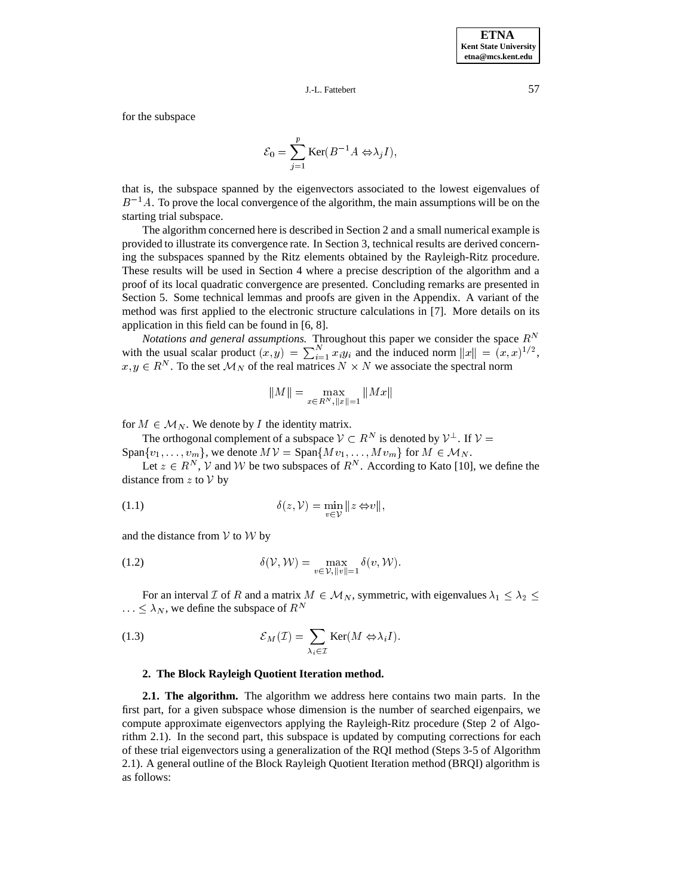for the subspace

$$\mathcal{E}_0 = \sum_{j=1}^{p} \text{Ker}(B^{-1}A - \lambda_j I),$$

that is, the subspace spanned by the eigenvectors associated to the lowest eigenvalues of $B^{-1}A$. To prove the local convergence of the algorithm, the main assumptions will be on the starting trial subspace.

The algorithm concerned here is described in Section 2 and a small numerical example is provided to illustrate its convergence rate. In Section 3, technical results are derived concerning the subspaces spanned by the Ritz elements obtained by the Rayleigh-Ritz procedure. These results will be used in Section 4 where a precise description of the algorithm and a proof of its local quadratic convergence are presented. Concluding remarks are presented in Section 5. Some technical lemmas and proofs are given in the Appendix. A variant of the method was first applied to the electronic structure calculations in [7]. More details on its application in this field can be found in [6, 8].

*Notations and general assumptions.* Throughout this paper we consider the space $R^N$ with the usual scalar product $(x, y) = \sum_{i=1}^{N} x_i y_i$ and the induced norm $\|x\| = (x, x)^{1/2}$, $x, y \in R^N$. To the set $\mathcal{M}_N$ of the real matrices $N \times N$ we associate the spectral norm

$$\|M\| = \max_{x \in R^N, \|x\|=1} \|Mx\|$$

for $M \in \mathcal{M}_N$. We denote by $I$ the identity matrix.

The orthogonal complement of a subspace $\mathcal{V} \subset R^N$ is denoted by $\mathcal{V}^{\perp}$. If $\mathcal{V} = \text{Span}\{v_1, \ldots, v_m\}$, we denote $M\mathcal{V} = \text{Span}\{Mv_1, \ldots, Mv_m\}$ for $M \in \mathcal{M}_N$.

Let $z \in R^N$, $\mathcal{V}$ and $\mathcal{W}$ be two subspaces of $R^N$. According to Kato [10], we define the distance from $z$ to $\mathcal{V}$ by

$$\delta(z, \mathcal{V}) = \min_{v \in \mathcal{V}} \|z - v\|, \tag{1.1}$$

and the distance from $\mathcal{V}$ to $\mathcal{W}$ by

$$\delta(\mathcal{V}, \mathcal{W}) = \max_{v \in \mathcal{V}, \|v\|=1} \delta(v, \mathcal{W}). \tag{1.2}$$

For an interval $\mathcal{I}$ of $R$ and a matrix $M \in \mathcal{M}_N$, symmetric, with eigenvalues $\lambda_1 \leq \lambda_2 \leq \ldots \leq \lambda_N$, we define the subspace of $R^N$

$$\mathcal{E}_M(\mathcal{I}) = \sum_{\lambda_i \in \mathcal{I}} \text{Ker}(M - \lambda_i I). \tag{1.3}$$

## 2. The Block Rayleigh Quotient Iteration method.

**2.1. The algorithm.** The algorithm we address here contains two main parts. In the first part, for a given subspace whose dimension is the number of searched eigenpairs, we compute approximate eigenvectors applying the Rayleigh-Ritz procedure (Step 2 of Algorithm 2.1). In the second part, this subspace is updated by computing corrections for each of these trial eigenvectors using a generalization of the RQI method (Steps 3-5 of Algorithm 2.1). A general outline of the Block Rayleigh Quotient Iteration method (BRQI) algorithm is as follows: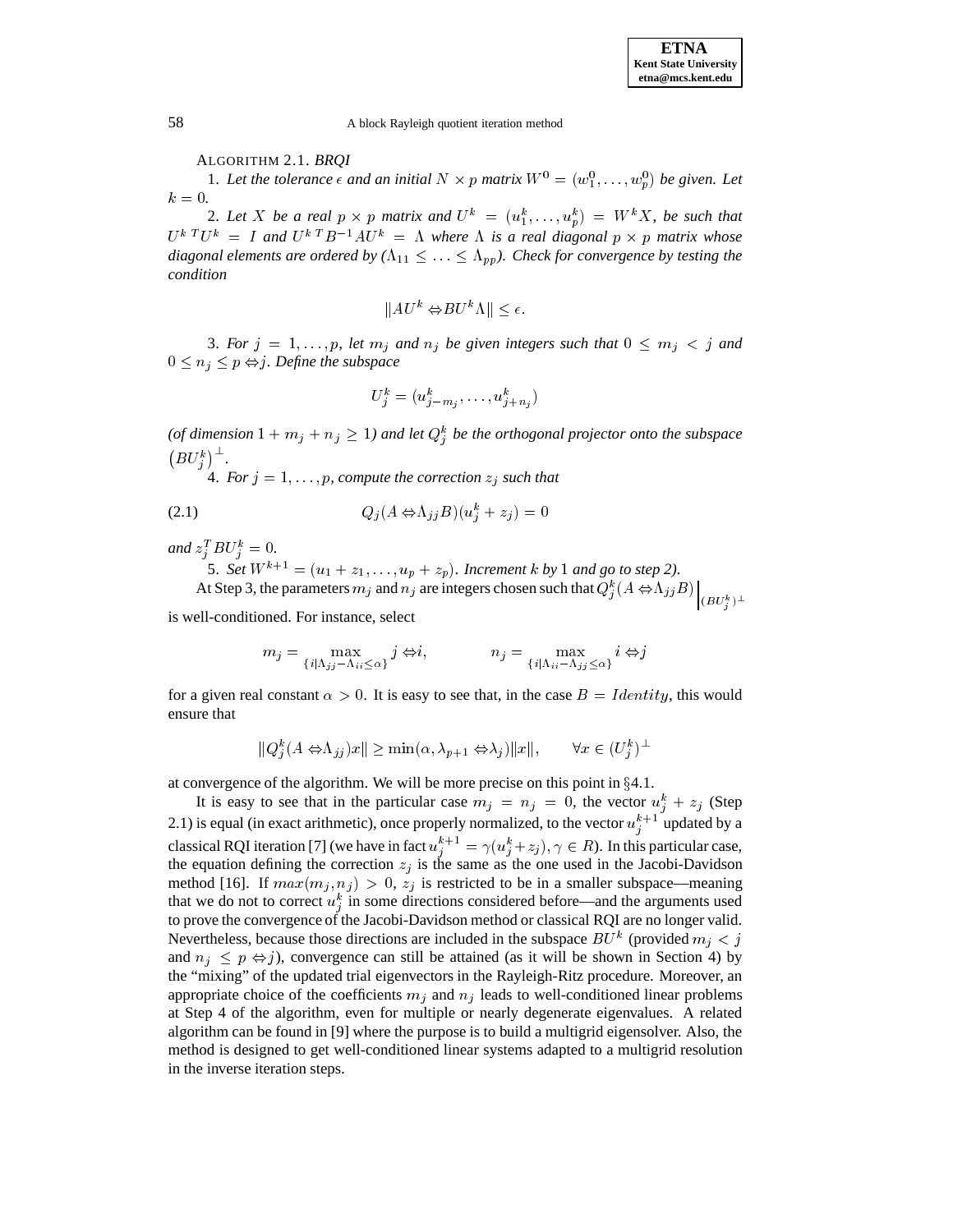ALGORITHM 2.1. *BRQI*

1. *Let the tolerance $\epsilon$ and an initial $N \times p$ matrix $W^0 = (w_1^0, \ldots, w_p^0)$ be given. Let $k = 0$.*

2. *Let $X$ be a real $p \times p$ matrix and $U^k = (u_1^k, \ldots, u_p^k) = W^k X$, be such that $U^{k\,T} U^k = I$ and $U^{k\,T} B^{-1} A U^k = \Lambda$ where $\Lambda$ is a real diagonal $p \times p$ matrix whose diagonal elements are ordered by ($\Lambda_{11} \leq \ldots \leq \Lambda_{pp}$). Check for convergence by testing the condition*

$$\|AU^k - BU^k \Lambda\| \leq \epsilon.$$

3. *For $j = 1, \ldots, p$, let $m_j$ and $n_j$ be given integers such that $0 \leq m_j < j$ and $0 \leq n_j \leq p - j$. Define the subspace*

$$U_j^k = (u_{j-m_j}^k, \ldots, u_{j+n_j}^k)$$

*(of dimension $1 + m_j + n_j \geq 1$) and let $Q_j^k$ be the orthogonal projector onto the subspace $\left(BU_j^k\right)^\perp$.*

4. *For $j = 1, \ldots, p$, compute the correction $z_j$ such that*

$$Q_j(A - \Lambda_{jj} B)(u_j^k + z_j) = 0 \tag{2.1}$$

*and $z_j^T B U_j^k = 0$.*

5. *Set $W^{k+1} = (u_1 + z_1, \ldots, u_p + z_p)$. Increment $k$ by 1 and go to step 2).*

At Step 3, the parameters $m_j$ and $n_j$ are integers chosen such that $Q_j^k(A - \Lambda_{jj} B)\Big|_{(BU_j^k)^\perp}$ is well-conditioned. For instance, select

$$m_j = \max_{\{i | \Lambda_{jj} - \Lambda_{ii} \leq \alpha\}} j - i, \qquad n_j = \max_{\{i | \Lambda_{ii} - \Lambda_{jj} \leq \alpha\}} i - j$$

for a given real constant $\alpha > 0$. It is easy to see that, in the case $B = Identity$, this would ensure that

$$\|Q_j^k(A - \Lambda_{jj})x\| \geq \min(\alpha, \lambda_{p+1} - \lambda_j)\|x\|, \qquad \forall x \in (U_j^k)^\perp$$

at convergence of the algorithm. We will be more precise on this point in §4.1.

It is easy to see that in the particular case $m_j = n_j = 0$, the vector $u_j^k + z_j$ (Step 2.1) is equal (in exact arithmetic), once properly normalized, to the vector $u_j^{k+1}$ updated by a classical RQI iteration [7] (we have in fact $u_j^{k+1} = \gamma(u_j^k + z_j), \gamma \in R$). In this particular case, the equation defining the correction $z_j$ is the same as the one used in the Jacobi-Davidson method [16]. If $max(m_j, n_j) > 0$, $z_j$ is restricted to be in a smaller subspace—meaning that we do not to correct $u_j^k$ in some directions considered before—and the arguments used to prove the convergence of the Jacobi-Davidson method or classical RQI are no longer valid. Nevertheless, because those directions are included in the subspace $BU^k$ (provided $m_j < j$ and $n_j \leq p - j$), convergence can still be attained (as it will be shown in Section 4) by the "mixing" of the updated trial eigenvectors in the Rayleigh-Ritz procedure. Moreover, an appropriate choice of the coefficients $m_j$ and $n_j$ leads to well-conditioned linear problems at Step 4 of the algorithm, even for multiple or nearly degenerate eigenvalues. A related algorithm can be found in [9] where the purpose is to build a multigrid eigensolver. Also, the method is designed to get well-conditioned linear systems adapted to a multigrid resolution in the inverse iteration steps.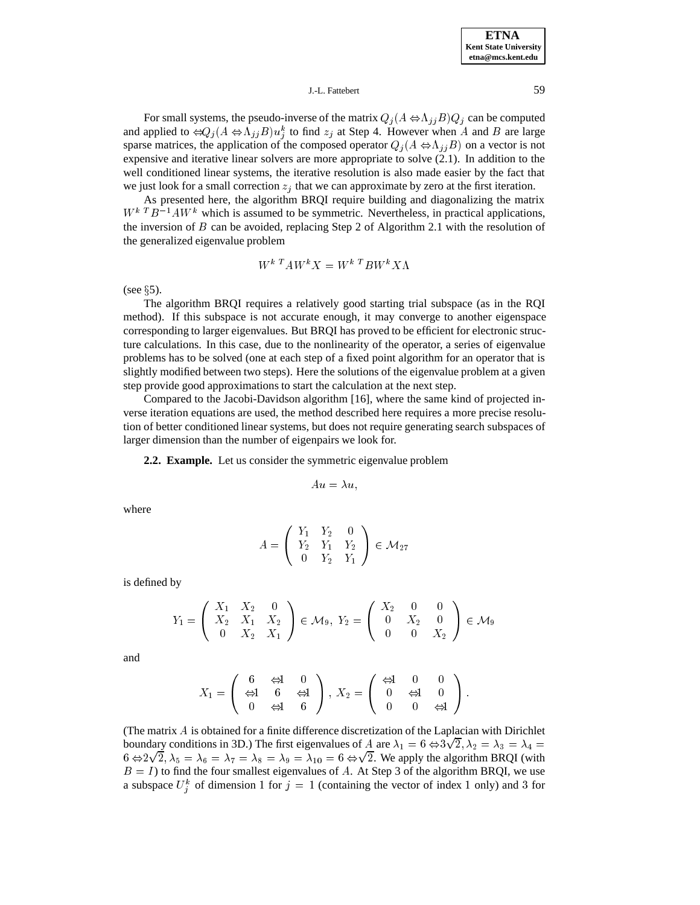For small systems, the pseudo-inverse of the matrix $Q_j(A - \Lambda_{jj}B)Q_j$ can be computed and applied to $-Q_j(A - \Lambda_{jj}B)u_j^k$ to find $z_j$ at Step 4. However when $A$ and $B$ are large sparse matrices, the application of the composed operator $Q_j(A - \Lambda_{jj}B)$ on a vector is not expensive and iterative linear solvers are more appropriate to solve (2.1). In addition to the well conditioned linear systems, the iterative resolution is also made easier by the fact that we just look for a small correction $z_j$ that we can approximate by zero at the first iteration.

As presented here, the algorithm BRQI require building and diagonalizing the matrix $W^{k\,T}B^{-1}AW^k$ which is assumed to be symmetric. Nevertheless, in practical applications, the inversion of $B$ can be avoided, replacing Step 2 of Algorithm 2.1 with the resolution of the generalized eigenvalue problem

$$W^{k\,T}AW^kX = W^{k\,T}BW^kX\Lambda$$

(see §5).

The algorithm BRQI requires a relatively good starting trial subspace (as in the RQI method). If this subspace is not accurate enough, it may converge to another eigenspace corresponding to larger eigenvalues. But BRQI has proved to be efficient for electronic structure calculations. In this case, due to the nonlinearity of the operator, a series of eigenvalue problems has to be solved (one at each step of a fixed point algorithm for an operator that is slightly modified between two steps). Here the solutions of the eigenvalue problem at a given step provide good approximations to start the calculation at the next step.

Compared to the Jacobi-Davidson algorithm [16], where the same kind of projected inverse iteration equations are used, the method described here requires a more precise resolution of better conditioned linear systems, but does not require generating search subspaces of larger dimension than the number of eigenpairs we look for.

**2.2. Example.** Let us consider the symmetric eigenvalue problem

$$Au = \lambda u,$$

where

$$A = \begin{pmatrix} Y_1 & Y_2 & 0 \\ Y_2 & Y_1 & Y_2 \\ 0 & Y_2 & Y_1 \end{pmatrix} \in \mathcal{M}_{27}$$

is defined by

$$Y_1 = \begin{pmatrix} X_1 & X_2 & 0 \\ X_2 & X_1 & X_2 \\ 0 & X_2 & X_1 \end{pmatrix} \in \mathcal{M}_9,\; Y_2 = \begin{pmatrix} X_2 & 0 & 0 \\ 0 & X_2 & 0 \\ 0 & 0 & X_2 \end{pmatrix} \in \mathcal{M}_9$$

and

$$X_1 = \begin{pmatrix} 6 & -1 & 0 \\ -1 & 6 & -1 \\ 0 & -1 & 6 \end{pmatrix},\; X_2 = \begin{pmatrix} -1 & 0 & 0 \\ 0 & -1 & 0 \\ 0 & 0 & -1 \end{pmatrix}.$$

(The matrix $A$ is obtained for a finite difference discretization of the Laplacian with Dirichlet boundary conditions in 3D.) The first eigenvalues of $A$ are $\lambda_1 = 6 - 3\sqrt{2}, \lambda_2 = \lambda_3 = \lambda_4 = 6 - 2\sqrt{2}, \lambda_5 = \lambda_6 = \lambda_7 = \lambda_8 = \lambda_9 = \lambda_{10} = 6 - \sqrt{2}$. We apply the algorithm BRQI (with $B = I$) to find the four smallest eigenvalues of $A$. At Step 3 of the algorithm BRQI, we use a subspace $U_j^k$ of dimension 1 for $j = 1$ (containing the vector of index 1 only) and 3 for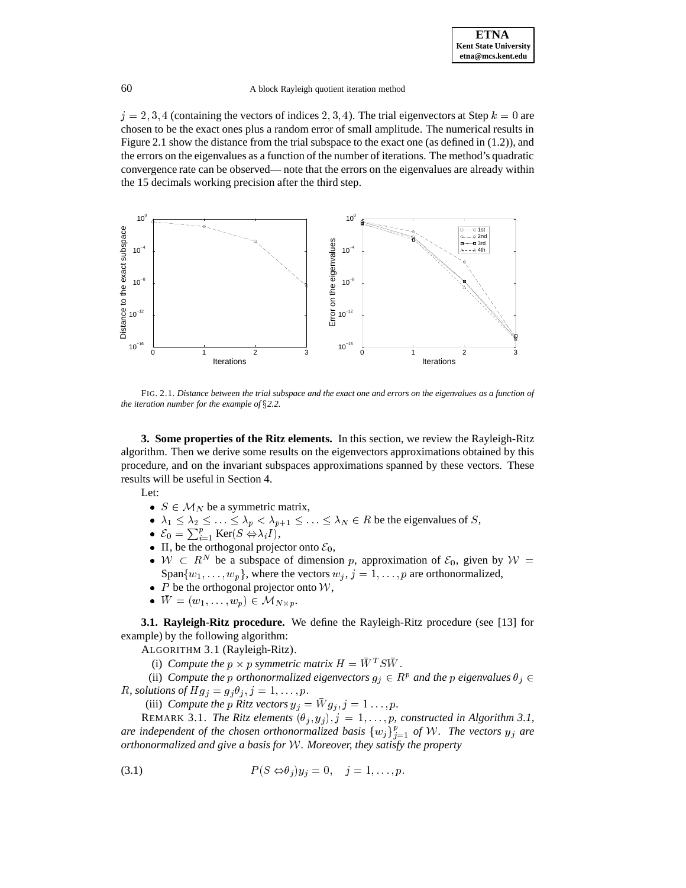$j = 2, 3, 4$ (containing the vectors of indices $2, 3, 4$). The trial eigenvectors at Step $k = 0$ are chosen to be the exact ones plus a random error of small amplitude. The numerical results in Figure 2.1 show the distance from the trial subspace to the exact one (as defined in (1.2)), and the errors on the eigenvalues as a function of the number of iterations. The method's quadratic convergence rate can be observed— note that the errors on the eigenvalues are already within the 15 decimals working precision after the third step.

FIG. 2.1. *Distance between the trial subspace and the exact one and errors on the eigenvalues as a function of the iteration number for the example of §2.2.*

**3. Some properties of the Ritz elements.** In this section, we review the Rayleigh-Ritz algorithm. Then we derive some results on the eigenvectors approximations obtained by this procedure, and on the invariant subspaces approximations spanned by these vectors. These results will be useful in Section 4.

Let:

- $S \in \mathcal{M}_N$ be a symmetric matrix,
- $\lambda_1 \leq \lambda_2 \leq \ldots \leq \lambda_p < \lambda_{p+1} \leq \ldots \leq \lambda_N \in R$ be the eigenvalues of $S$,
- $\mathcal{E}_0 = \sum_{i=1}^{p} \text{Ker}(S - \lambda_i I)$,
- $\Pi$, be the orthogonal projector onto $\mathcal{E}_0$,
- $\mathcal{W} \subset R^N$ be a subspace of dimension $p$, approximation of $\mathcal{E}_0$, given by $\mathcal{W} = \text{Span}\{w_1, \ldots, w_p\}$, where the vectors $w_j$, $j = 1, \ldots, p$ are orthonormalized,
- $P$ be the orthogonal projector onto $\mathcal{W}$,
- $\bar{W} = (w_1, \ldots, w_p) \in \mathcal{M}_{N \times p}$.

**3.1. Rayleigh-Ritz procedure.** We define the Rayleigh-Ritz procedure (see [13] for example) by the following algorithm:

ALGORITHM 3.1 (Rayleigh-Ritz).

(i) *Compute the* $p \times p$ *symmetric matrix* $H = \bar{W}^T S \bar{W}$.

(ii) *Compute the* $p$ *orthonormalized eigenvectors* $g_j \in R^p$ *and the* $p$ *eigenvalues* $\theta_j \in R$, *solutions of* $H g_j = g_j \theta_j$, $j = 1, \ldots, p$.

(iii) *Compute the* $p$ *Ritz vectors* $y_j = \bar{W} g_j$, $j = 1 \ldots, p$.

REMARK 3.1. *The Ritz elements* $(\theta_j, y_j)$, $j = 1, \ldots, p$, *constructed in Algorithm 3.1, are independent of the chosen orthonormalized basis* $\{w_j\}_{j=1}^p$ *of* $\mathcal{W}$. *The vectors* $y_j$ *are orthonormalized and give a basis for* $\mathcal{W}$. *Moreover, they satisfy the property*

$$P(S - \theta_j) y_j = 0, \quad j = 1, \ldots, p. \tag{3.1}$$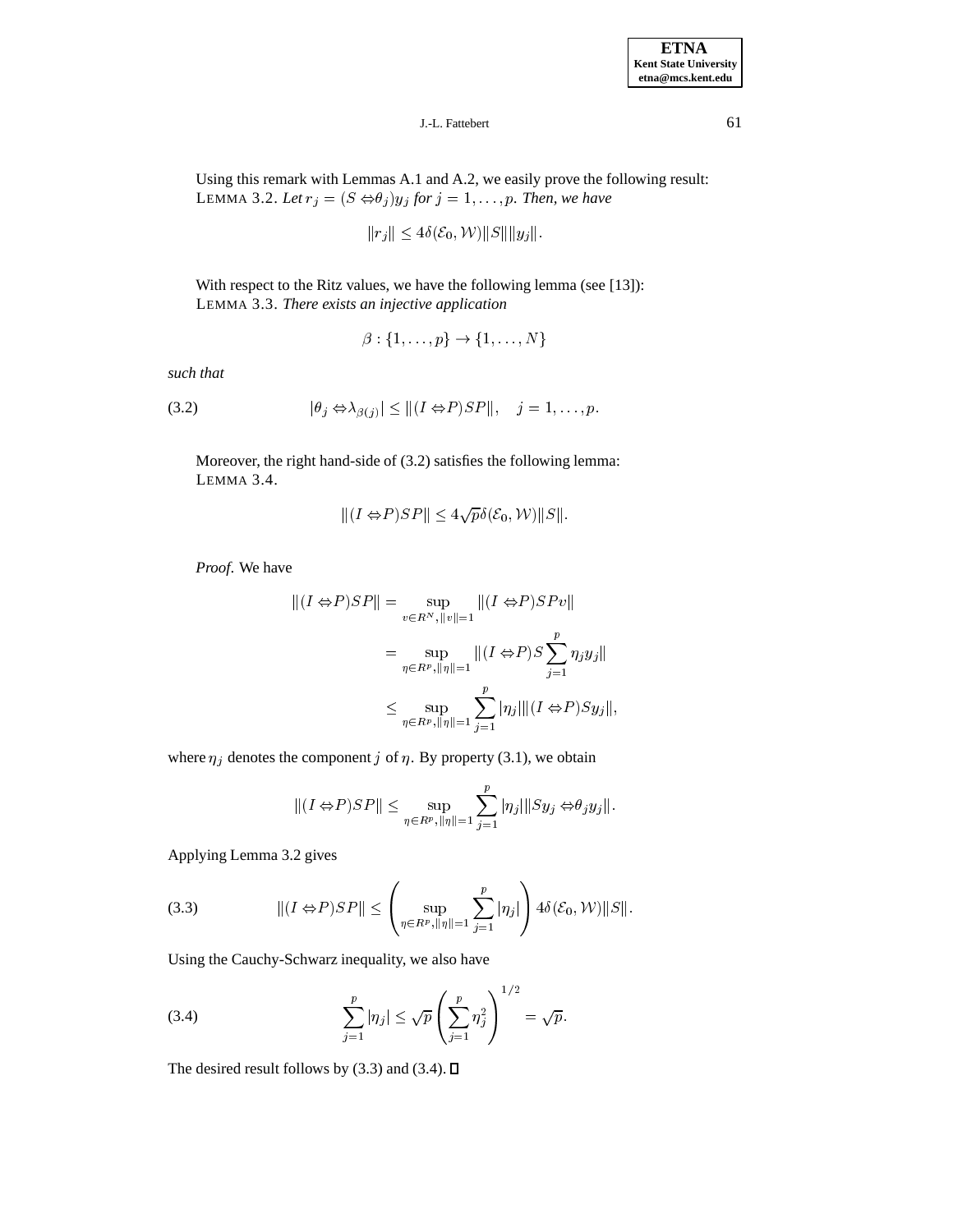Using this remark with Lemmas A.1 and A.2, we easily prove the following result:

LEMMA 3.2. *Let $r_j = (S - \theta_j) y_j$ for $j = 1, \ldots, p$. Then, we have*

$$\|r_j\| \leq 4\delta(\mathcal{E}_0, \mathcal{W})\|S\|\|y_j\|.$$

With respect to the Ritz values, we have the following lemma (see [13]):

LEMMA 3.3. *There exists an injective application*

$$\beta : \{1, \ldots, p\} \to \{1, \ldots, N\}$$

*such that*

$$|\theta_j - \lambda_{\beta(j)}| \leq \|(I - P)SP\|, \quad j = 1, \ldots, p. \tag{3.2}$$

Moreover, the right hand-side of (3.2) satisfies the following lemma:

LEMMA 3.4.

$$\|(I - P)SP\| \leq 4\sqrt{p}\,\delta(\mathcal{E}_0, \mathcal{W})\|S\|.$$

*Proof.* We have

$$\begin{aligned}
\|(I - P)SP\| &= \sup_{v \in R^N, \|v\|=1} \|(I - P)SPv\| \\
&= \sup_{\eta \in R^p, \|\eta\|=1} \|(I - P)S\sum_{j=1}^{p} \eta_j y_j\| \\
&\leq \sup_{\eta \in R^p, \|\eta\|=1} \sum_{j=1}^{p} |\eta_j| \|(I - P)Sy_j\|,
\end{aligned}$$

where $\eta_j$ denotes the component $j$ of $\eta$. By property (3.1), we obtain

$$\|(I - P)SP\| \leq \sup_{\eta \in R^p, \|\eta\|=1} \sum_{j=1}^{p} |\eta_j| \|Sy_j - \theta_j y_j\|.$$

Applying Lemma 3.2 gives

$$\|(I - P)SP\| \leq \left( \sup_{\eta \in R^p, \|\eta\|=1} \sum_{j=1}^{p} |\eta_j| \right) 4\delta(\mathcal{E}_0, \mathcal{W})\|S\|. \tag{3.3}$$

Using the Cauchy-Schwarz inequality, we also have

$$\sum_{j=1}^{p} |\eta_j| \leq \sqrt{p} \left( \sum_{j=1}^{p} \eta_j^2 \right)^{1/2} = \sqrt{p}. \tag{3.4}$$

The desired result follows by (3.3) and (3.4). ☐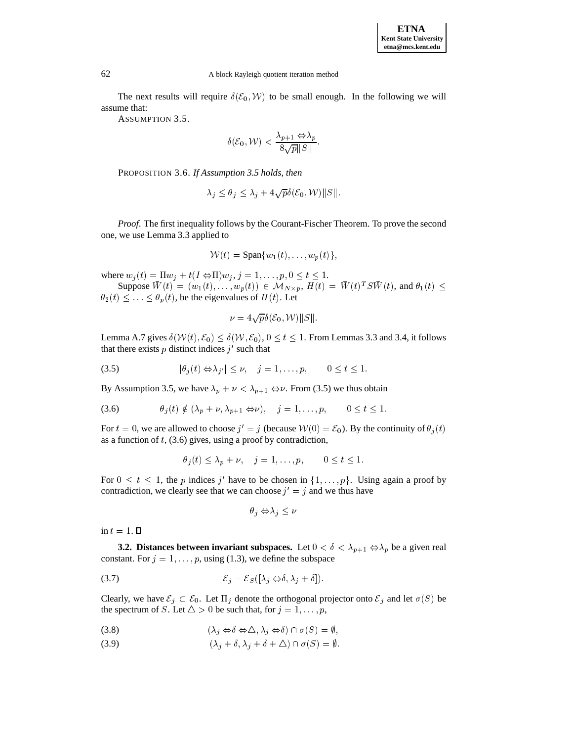The next results will require $\delta(\mathcal{E}_0, \mathcal{W})$ to be small enough. In the following we will assume that:

ASSUMPTION 3.5.

$$\delta(\mathcal{E}_0, \mathcal{W}) < \frac{\lambda_{p+1} - \lambda_p}{8\sqrt{p}\|S\|}.$$

PROPOSITION 3.6. *If Assumption 3.5 holds, then*

$$\lambda_j \leq \theta_j \leq \lambda_j + 4\sqrt{p}\delta(\mathcal{E}_0, \mathcal{W})\|S\|.$$

*Proof.* The first inequality follows by the Courant-Fischer Theorem. To prove the second one, we use Lemma 3.3 applied to

$$\mathcal{W}(t) = \text{Span}\{w_1(t), \ldots, w_p(t)\},$$

where $w_j(t) = \Pi w_j + t(I - \Pi)w_j$, $j = 1, \ldots, p, 0 \leq t \leq 1$.

Suppose $\bar{W}(t) = (w_1(t), \ldots, w_p(t)) \in \mathcal{M}_{N \times p}$, $H(t) = \bar{W}(t)^T S \bar{W}(t)$, and $\theta_1(t) \leq \theta_2(t) \leq \ldots \leq \theta_p(t)$, be the eigenvalues of $H(t)$. Let

$$\nu = 4\sqrt{p}\delta(\mathcal{E}_0, \mathcal{W})\|S\|.$$

Lemma A.7 gives $\delta(\mathcal{W}(t), \mathcal{E}_0) \leq \delta(\mathcal{W}, \mathcal{E}_0)$, $0 \leq t \leq 1$. From Lemmas 3.3 and 3.4, it follows that there exists $p$ distinct indices $j'$ such that

$$|\theta_j(t) - \lambda_{j'}| \leq \nu, \quad j = 1, \ldots, p, \qquad 0 \leq t \leq 1. \tag{3.5}$$

By Assumption 3.5, we have $\lambda_p + \nu < \lambda_{p+1} - \nu$. From (3.5) we thus obtain

$$\theta_j(t) \notin (\lambda_p + \nu, \lambda_{p+1} - \nu), \quad j = 1, \ldots, p, \qquad 0 \leq t \leq 1. \tag{3.6}$$

For $t = 0$, we are allowed to choose $j' = j$ (because $\mathcal{W}(0) = \mathcal{E}_0$). By the continuity of $\theta_j(t)$ as a function of $t$, (3.6) gives, using a proof by contradiction,

$$\theta_j(t) \leq \lambda_p + \nu, \quad j = 1, \ldots, p, \qquad 0 \leq t \leq 1.$$

For $0 \leq t \leq 1$, the $p$ indices $j'$ have to be chosen in $\{1, \ldots, p\}$. Using again a proof by contradiction, we clearly see that we can choose $j' = j$ and we thus have

$$\theta_j - \lambda_j \leq \nu$$

in $t = 1$. ∎

**3.2. Distances between invariant subspaces.** Let $0 < \delta < \lambda_{p+1} - \lambda_p$ be a given real constant. For $j = 1, \ldots, p$, using (1.3), we define the subspace

$$\mathcal{E}_j = \mathcal{E}_S([\lambda_j - \delta, \lambda_j + \delta]). \tag{3.7}$$

Clearly, we have $\mathcal{E}_j \subset \mathcal{E}_0$. Let $\Pi_j$ denote the orthogonal projector onto $\mathcal{E}_j$ and let $\sigma(S)$ be the spectrum of $S$. Let $\triangle > 0$ be such that, for $j = 1, \ldots, p$,

$$(\lambda_j - \delta - \triangle, \lambda_j - \delta) \cap \sigma(S) = \emptyset, \tag{3.8}$$

$$(\lambda_j + \delta, \lambda_j + \delta + \triangle) \cap \sigma(S) = \emptyset. \tag{3.9}$$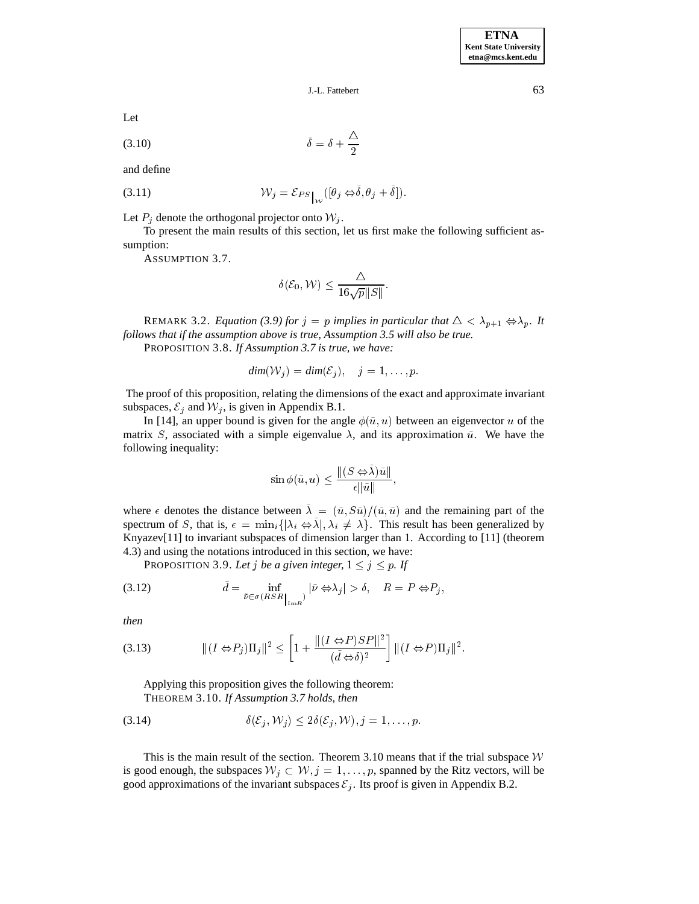Let

$$\bar{\delta} = \delta + \frac{\triangle}{2} \tag{3.10}$$

and define

$$\mathcal{W}_j = \mathcal{E}_{PS}\big|_{\mathcal{W}}([\theta_j - \bar{\delta}, \theta_j + \bar{\delta}]). \tag{3.11}$$

Let $P_j$ denote the orthogonal projector onto $\mathcal{W}_j$.

To present the main results of this section, let us first make the following sufficient assumption:

ASSUMPTION 3.7.

$$\delta(\mathcal{E}_0, \mathcal{W}) \leq \frac{\triangle}{16\sqrt{p}\|S\|}.$$

REMARK 3.2. *Equation (3.9) for $j = p$ implies in particular that $\triangle < \lambda_{p+1} - \lambda_p$. It follows that if the assumption above is true, Assumption 3.5 will also be true.*

PROPOSITION 3.8. *If Assumption 3.7 is true, we have:*

$$dim(\mathcal{W}_j) = dim(\mathcal{E}_j), \quad j = 1, \ldots, p.$$

The proof of this proposition, relating the dimensions of the exact and approximate invariant subspaces, $\mathcal{E}_j$ and $\mathcal{W}_j$, is given in Appendix B.1.

In [14], an upper bound is given for the angle $\phi(\bar{u}, u)$ between an eigenvector $u$ of the matrix $S$, associated with a simple eigenvalue $\lambda$, and its approximation $\bar{u}$. We have the following inequality:

$$\sin \phi(\bar{u}, u) \leq \frac{\|(S - \bar{\lambda})\bar{u}\|}{\epsilon\|\bar{u}\|},$$

where $\epsilon$ denotes the distance between $\bar{\lambda} = (\bar{u}, S\bar{u})/(\bar{u}, \bar{u})$ and the remaining part of the spectrum of $S$, that is, $\epsilon = \min_i\{|\lambda_i - \bar{\lambda}|, \lambda_i \neq \lambda\}$. This result has been generalized by Knyazev[11] to invariant subspaces of dimension larger than 1. According to [11] (theorem 4.3) and using the notations introduced in this section, we have:

PROPOSITION 3.9. *Let $j$ be a given integer, $1 \leq j \leq p$. If*

$$\bar{d} = \inf_{\bar{\nu} \in \sigma(RSR|_{\mathrm{Im}R})} |\bar{\nu} - \lambda_j| > \delta, \quad R = P - P_j, \tag{3.12}$$

*then*

$$\|(I - P_j)\Pi_j\|^2 \leq \left[1 + \frac{\|(I - P)SP\|^2}{(\bar{d} - \delta)^2}\right] \|(I - P)\Pi_j\|^2. \tag{3.13}$$

Applying this proposition gives the following theorem:

THEOREM 3.10. *If Assumption 3.7 holds, then*

$$\delta(\mathcal{E}_j, \mathcal{W}_j) \leq 2\delta(\mathcal{E}_j, \mathcal{W}), j = 1, \ldots, p. \tag{3.14}$$

This is the main result of the section. Theorem 3.10 means that if the trial subspace $\mathcal{W}$ is good enough, the subspaces $\mathcal{W}_j \subset \mathcal{W}, j = 1, \ldots, p$, spanned by the Ritz vectors, will be good approximations of the invariant subspaces $\mathcal{E}_j$. Its proof is given in Appendix B.2.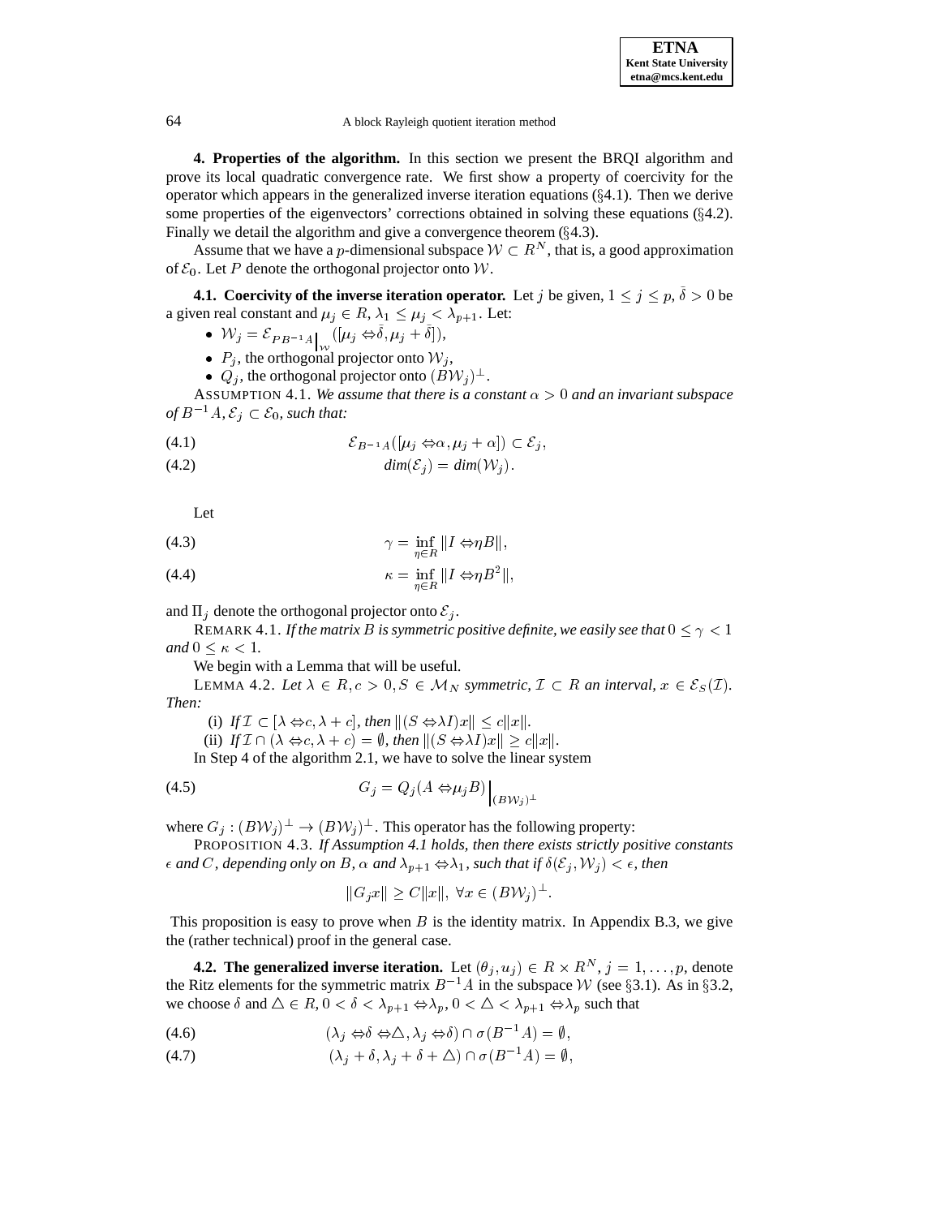**4. Properties of the algorithm.** In this section we present the BRQI algorithm and prove its local quadratic convergence rate. We first show a property of coercivity for the operator which appears in the generalized inverse iteration equations (§4.1). Then we derive some properties of the eigenvectors' corrections obtained in solving these equations (§4.2). Finally we detail the algorithm and give a convergence theorem (§4.3).

Assume that we have a $p$-dimensional subspace $\mathcal{W} \subset R^N$, that is, a good approximation of $\mathcal{E}_0$. Let $P$ denote the orthogonal projector onto $\mathcal{W}$.

**4.1. Coercivity of the inverse iteration operator.** Let $j$ be given, $1 \leq j \leq p$, $\bar{\delta} > 0$ be a given real constant and $\mu_j \in R$, $\lambda_1 \leq \mu_j < \lambda_{p+1}$. Let:

- $\mathcal{W}_j = \mathcal{E}_{PB^{-1}A\big|_{\mathcal{W}}}([\mu_j - \bar{\delta}, \mu_j + \bar{\delta}])$,
- $P_j$, the orthogonal projector onto $\mathcal{W}_j$,
- $Q_j$, the orthogonal projector onto $(B\mathcal{W}_j)^\perp$.

ASSUMPTION 4.1. *We assume that there is a constant $\alpha > 0$ and an invariant subspace of $B^{-1}A$, $\mathcal{E}_j \subset \mathcal{E}_0$, such that:*

$$\mathcal{E}_{B^{-1}A}([\mu_j - \alpha, \mu_j + \alpha]) \subset \mathcal{E}_j, \tag{4.1}$$

$$dim(\mathcal{E}_j) = dim(\mathcal{W}_j). \tag{4.2}$$

Let

$$\gamma = \inf_{\eta \in R} \|I - \eta B\|, \tag{4.3}$$

$$\kappa = \inf_{\eta \in R} \|I - \eta B^2\|, \tag{4.4}$$

and $\Pi_j$ denote the orthogonal projector onto $\mathcal{E}_j$.

REMARK 4.1. *If the matrix $B$ is symmetric positive definite, we easily see that $0 \leq \gamma < 1$ and $0 \leq \kappa < 1$.*

We begin with a Lemma that will be useful.

LEMMA 4.2. *Let $\lambda \in R, c > 0, S \in \mathcal{M}_N$ symmetric, $\mathcal{I} \subset R$ an interval, $x \in \mathcal{E}_S(\mathcal{I})$. Then:*

(i) *If $\mathcal{I} \subset [\lambda - c, \lambda + c]$, then $\|(S - \lambda I)x\| \leq c\|x\|$.*

(ii) *If $\mathcal{I} \cap (\lambda - c, \lambda + c) = \emptyset$, then $\|(S - \lambda I)x\| \geq c\|x\|$.*

In Step 4 of the algorithm 2.1, we have to solve the linear system

$$G_j = Q_j(A - \mu_j B)\Big|_{(B\mathcal{W}_j)^\perp} \tag{4.5}$$

where $G_j : (B\mathcal{W}_j)^\perp \rightarrow (B\mathcal{W}_j)^\perp$. This operator has the following property:

PROPOSITION 4.3. *If Assumption 4.1 holds, then there exists strictly positive constants $\epsilon$ and $C$, depending only on $B$, $\alpha$ and $\lambda_{p+1} - \lambda_1$, such that if $\delta(\mathcal{E}_j, \mathcal{W}_j) < \epsilon$, then*

$$\|G_j x\| \geq C\|x\|, \ \forall x \in (B\mathcal{W}_j)^\perp.$$

This proposition is easy to prove when $B$ is the identity matrix. In Appendix B.3, we give the (rather technical) proof in the general case.

**4.2. The generalized inverse iteration.** Let $(\theta_j, u_j) \in R \times R^N$, $j = 1, \ldots, p$, denote the Ritz elements for the symmetric matrix $B^{-1}A$ in the subspace $\mathcal{W}$ (see §3.1). As in §3.2, we choose $\delta$ and $\triangle \in R$, $0 < \delta < \lambda_{p+1} - \lambda_p$, $0 < \triangle < \lambda_{p+1} - \lambda_p$ such that

$$(\lambda_j - \delta - \triangle, \lambda_j - \delta) \cap \sigma(B^{-1}A) = \emptyset, \tag{4.6}$$

$$(\lambda_j + \delta, \lambda_j + \delta + \triangle) \cap \sigma(B^{-1}A) = \emptyset, \tag{4.7}$$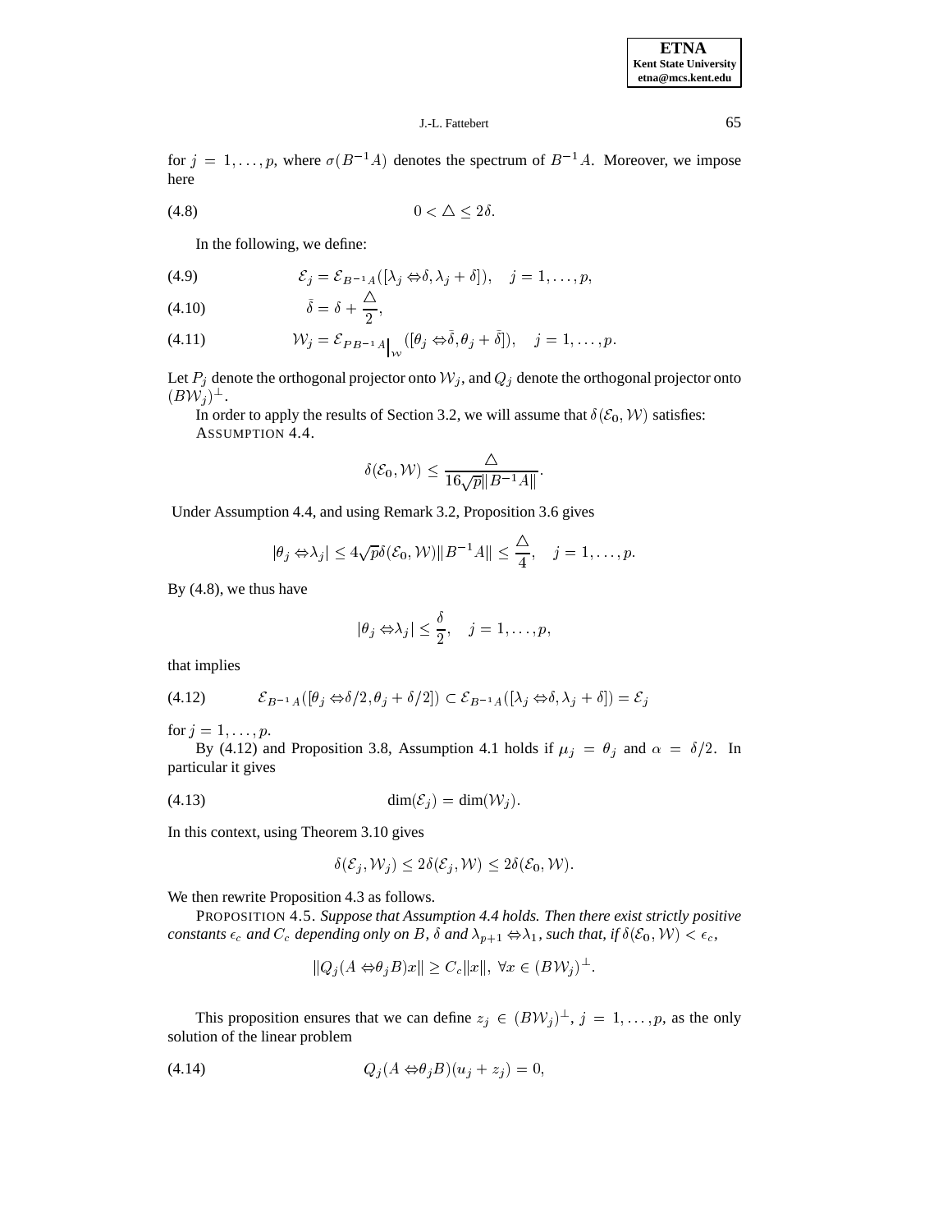for $j = 1, \ldots, p$, where $\sigma(B^{-1}A)$ denotes the spectrum of $B^{-1}A$. Moreover, we impose here

$$0 < \triangle \leq 2\delta. \tag{4.8}$$

In the following, we define:

$$\mathcal{E}_j = \mathcal{E}_{B^{-1}A}([\lambda_j - \delta, \lambda_j + \delta]), \quad j = 1, \ldots, p, \tag{4.9}$$

$$\bar{\delta} = \delta + \frac{\triangle}{2}, \tag{4.10}$$

$$\mathcal{W}_j = \mathcal{E}_{PB^{-1}A\big|_{\mathcal{W}}}([\theta_j - \bar{\delta}, \theta_j + \bar{\delta}]), \quad j = 1, \ldots, p. \tag{4.11}$$

Let $P_j$ denote the orthogonal projector onto $\mathcal{W}_j$, and $Q_j$ denote the orthogonal projector onto $(B\mathcal{W}_j)^{\perp}$.

In order to apply the results of Section 3.2, we will assume that $\delta(\mathcal{E}_0, \mathcal{W})$ satisfies:

ASSUMPTION 4.4.

$$\delta(\mathcal{E}_0, \mathcal{W}) \leq \frac{\triangle}{16\sqrt{p}\|B^{-1}A\|}.$$

Under Assumption 4.4, and using Remark 3.2, Proposition 3.6 gives

$$|\theta_j - \lambda_j| \leq 4\sqrt{p}\delta(\mathcal{E}_0, \mathcal{W})\|B^{-1}A\| \leq \frac{\triangle}{4}, \quad j = 1, \ldots, p.$$

By (4.8), we thus have

$$|\theta_j - \lambda_j| \leq \frac{\delta}{2}, \quad j = 1, \ldots, p,$$

that implies

$$\mathcal{E}_{B^{-1}A}([\theta_j - \delta/2, \theta_j + \delta/2]) \subset \mathcal{E}_{B^{-1}A}([\lambda_j - \delta, \lambda_j + \delta]) = \mathcal{E}_j \tag{4.12}$$

for $j = 1, \ldots, p$.

By (4.12) and Proposition 3.8, Assumption 4.1 holds if $\mu_j = \theta_j$ and $\alpha = \delta/2$. In particular it gives

$$\dim(\mathcal{E}_j) = \dim(\mathcal{W}_j). \tag{4.13}$$

In this context, using Theorem 3.10 gives

$$\delta(\mathcal{E}_j, \mathcal{W}_j) \leq 2\delta(\mathcal{E}_j, \mathcal{W}) \leq 2\delta(\mathcal{E}_0, \mathcal{W}).$$

We then rewrite Proposition 4.3 as follows.

PROPOSITION 4.5. *Suppose that Assumption 4.4 holds. Then there exist strictly positive constants $\epsilon_c$ and $C_c$ depending only on $B$, $\delta$ and $\lambda_{p+1} - \lambda_1$, such that, if $\delta(\mathcal{E}_0, \mathcal{W}) < \epsilon_c$,*

$$\|Q_j(A - \theta_j B)x\| \geq C_c\|x\|, \ \forall x \in (B\mathcal{W}_j)^{\perp}.$$

This proposition ensures that we can define $z_j \in (B\mathcal{W}_j)^{\perp}$, $j = 1, \ldots, p$, as the only solution of the linear problem

$$Q_j(A - \theta_j B)(u_j + z_j) = 0, \tag{4.14}$$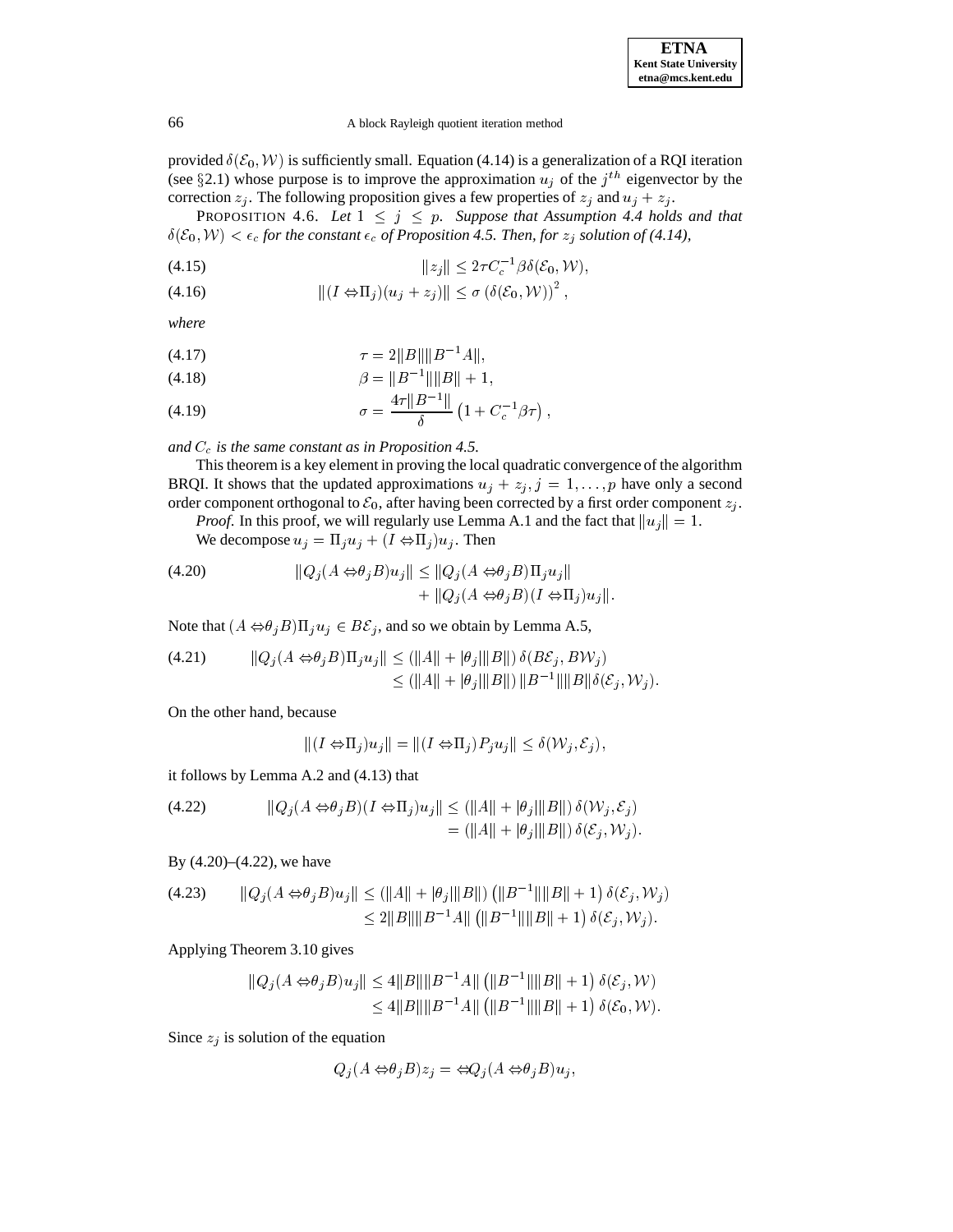provided $\delta(\mathcal{E}_0, \mathcal{W})$ is sufficiently small. Equation (4.14) is a generalization of a RQI iteration (see §2.1) whose purpose is to improve the approximation $u_j$ of the $j^{th}$ eigenvector by the correction $z_j$. The following proposition gives a few properties of $z_j$ and $u_j + z_j$.

PROPOSITION 4.6. *Let $1 \leq j \leq p$. Suppose that Assumption 4.4 holds and that $\delta(\mathcal{E}_0, \mathcal{W}) < \epsilon_c$ for the constant $\epsilon_c$ of Proposition 4.5. Then, for $z_j$ solution of (4.14),*

$$\|z_j\| \leq 2\tau C_c^{-1} \beta \delta(\mathcal{E}_0, \mathcal{W}), \tag{4.15}$$

$$\|(I - \Pi_j)(u_j + z_j)\| \leq \sigma \left(\delta(\mathcal{E}_0, \mathcal{W})\right)^2, \tag{4.16}$$

*where*

$$\tau = 2\|B\|\|B^{-1}A\|, \tag{4.17}$$

$$\beta = \|B^{-1}\|\|B\| + 1, \tag{4.18}$$

$$\sigma = \frac{4\tau\|B^{-1}\|}{\delta}\left(1 + C_c^{-1}\beta\tau\right), \tag{4.19}$$

*and $C_c$ is the same constant as in Proposition 4.5.*

This theorem is a key element in proving the local quadratic convergence of the algorithm BRQI. It shows that the updated approximations $u_j + z_j, j = 1, \ldots, p$ have only a second order component orthogonal to $\mathcal{E}_0$, after having been corrected by a first order component $z_j$.

*Proof.* In this proof, we will regularly use Lemma A.1 and the fact that $\|u_j\| = 1$.

We decompose $u_j = \Pi_j u_j + (I - \Pi_j)u_j$. Then

$$\begin{aligned} \|Q_j(A - \theta_j B)u_j\| \leq\ & \|Q_j(A - \theta_j B)\Pi_j u_j\| \\ & + \|Q_j(A - \theta_j B)(I - \Pi_j)u_j\|. \end{aligned} \tag{4.20}$$

Note that $(A - \theta_j B)\Pi_j u_j \in B\mathcal{E}_j$, and so we obtain by Lemma A.5,

$$\begin{aligned} \|Q_j(A - \theta_j B)\Pi_j u_j\| &\leq (\|A\| + |\theta_j|\|B\|)\, \delta(B\mathcal{E}_j, B\mathcal{W}_j) \\ &\leq (\|A\| + |\theta_j|\|B\|)\, \|B^{-1}\|\|B\|\delta(\mathcal{E}_j, \mathcal{W}_j). \end{aligned} \tag{4.21}$$

On the other hand, because

$$\|(I - \Pi_j)u_j\| = \|(I - \Pi_j)P_j u_j\| \leq \delta(\mathcal{W}_j, \mathcal{E}_j),$$

it follows by Lemma A.2 and (4.13) that

$$\begin{aligned} \|Q_j(A - \theta_j B)(I - \Pi_j)u_j\| &\leq (\|A\| + |\theta_j|\|B\|)\, \delta(\mathcal{W}_j, \mathcal{E}_j) \\ &= (\|A\| + |\theta_j|\|B\|)\, \delta(\mathcal{E}_j, \mathcal{W}_j). \end{aligned} \tag{4.22}$$

By (4.20)–(4.22), we have

$$\begin{aligned} \|Q_j(A - \theta_j B)u_j\| &\leq (\|A\| + |\theta_j|\|B\|)\left(\|B^{-1}\|\|B\| + 1\right)\delta(\mathcal{E}_j, \mathcal{W}_j) \\ &\leq 2\|B\|\|B^{-1}A\|\left(\|B^{-1}\|\|B\| + 1\right)\delta(\mathcal{E}_j, \mathcal{W}_j). \end{aligned} \tag{4.23}$$

Applying Theorem 3.10 gives

$$\begin{aligned} \|Q_j(A - \theta_j B)u_j\| &\leq 4\|B\|\|B^{-1}A\|\left(\|B^{-1}\|\|B\| + 1\right)\delta(\mathcal{E}_j, \mathcal{W}) \\ &\leq 4\|B\|\|B^{-1}A\|\left(\|B^{-1}\|\|B\| + 1\right)\delta(\mathcal{E}_0, \mathcal{W}). \end{aligned}$$

Since $z_j$ is solution of the equation

$$Q_j(A - \theta_j B)z_j = -Q_j(A - \theta_j B)u_j,$$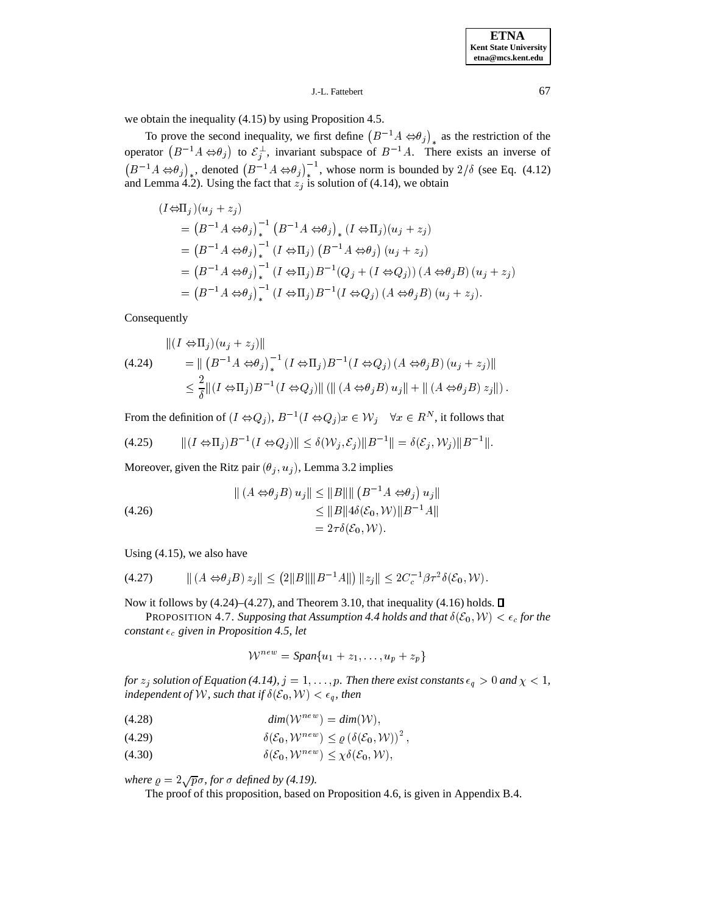we obtain the inequality (4.15) by using Proposition 4.5.

To prove the second inequality, we first define $\left(B^{-1}A - \theta_j\right)_*$ as the restriction of the operator $\left(B^{-1}A - \theta_j\right)$ to $\mathcal{E}_j^{\perp}$, invariant subspace of $B^{-1}A$. There exists an inverse of $\left(B^{-1}A - \theta_j\right)_*$, denoted $\left(B^{-1}A - \theta_j\right)_*^{-1}$, whose norm is bounded by $2/\delta$ (see Eq. (4.12) and Lemma 4.2). Using the fact that $z_j$ is solution of (4.14), we obtain

$$
\begin{aligned}
&(I - \Pi_j)(u_j + z_j) \\
&\quad = \left(B^{-1}A - \theta_j\right)_*^{-1} \left(B^{-1}A - \theta_j\right)_* (I - \Pi_j)(u_j + z_j) \\
&\quad = \left(B^{-1}A - \theta_j\right)_*^{-1} (I - \Pi_j) \left(B^{-1}A - \theta_j\right)(u_j + z_j) \\
&\quad = \left(B^{-1}A - \theta_j\right)_*^{-1} (I - \Pi_j) B^{-1}(Q_j + (I - Q_j)) \left(A - \theta_j B\right)(u_j + z_j) \\
&\quad = \left(B^{-1}A - \theta_j\right)_*^{-1} (I - \Pi_j) B^{-1}(I - Q_j) \left(A - \theta_j B\right)(u_j + z_j).
\end{aligned}
$$

Consequently

$$
\begin{aligned}
&\|(I - \Pi_j)(u_j + z_j)\| \\
&\quad = \| \left(B^{-1}A - \theta_j\right)_*^{-1} (I - \Pi_j) B^{-1}(I - Q_j) \left(A - \theta_j B\right)(u_j + z_j)\| \\
&\quad \leq \frac{2}{\delta} \|(I - \Pi_j) B^{-1}(I - Q_j)\| \left(\| \left(A - \theta_j B\right) u_j\| + \| \left(A - \theta_j B\right) z_j\|\right).
\end{aligned}
\tag{4.24}
$$

From the definition of $(I - Q_j)$, $B^{-1}(I - Q_j)x \in \mathcal{W}_j \quad \forall x \in R^N$, it follows that

$$
\|(I - \Pi_j) B^{-1}(I - Q_j)\| \leq \delta(\mathcal{W}_j, \mathcal{E}_j)\|B^{-1}\| = \delta(\mathcal{E}_j, \mathcal{W}_j)\|B^{-1}\|. \tag{4.25}
$$

Moreover, given the Ritz pair $(\theta_j, u_j)$, Lemma 3.2 implies

$$
\begin{aligned}
\| \left(A - \theta_j B\right) u_j\| &\leq \|B\| \| \left(B^{-1}A - \theta_j\right) u_j\| \\
&\leq \|B\| 4\delta(\mathcal{E}_0, \mathcal{W}) \|B^{-1}A\| \\
&= 2\tau\delta(\mathcal{E}_0, \mathcal{W}).
\end{aligned}
\tag{4.26}
$$

Using (4.15), we also have

$$
\| \left(A - \theta_j B\right) z_j\| \leq \left(2\|B\|\|B^{-1}A\|\right) \|z_j\| \leq 2C_c^{-1}\beta\tau^2\delta(\mathcal{E}_0, \mathcal{W}). \tag{4.27}
$$

Now it follows by (4.24)–(4.27), and Theorem 3.10, that inequality (4.16) holds. ∎

PROPOSITION 4.7. *Supposing that Assumption 4.4 holds and that $\delta(\mathcal{E}_0, \mathcal{W}) < \epsilon_c$ for the constant $\epsilon_c$ given in Proposition 4.5, let*

$$
\mathcal{W}^{new} = \mathit{Span}\{u_1 + z_1, \ldots, u_p + z_p\}
$$

*for $z_j$ solution of Equation (4.14), $j = 1, \ldots, p$. Then there exist constants $\epsilon_q > 0$ and $\chi < 1$, independent of $\mathcal{W}$, such that if $\delta(\mathcal{E}_0, \mathcal{W}) < \epsilon_q$, then*

$$
\mathit{dim}(\mathcal{W}^{new}) = \mathit{dim}(\mathcal{W}), \tag{4.28}
$$

$$
\delta(\mathcal{E}_0, \mathcal{W}^{new}) \leq \varrho \left(\delta(\mathcal{E}_0, \mathcal{W})\right)^2, \tag{4.29}
$$

$$
\delta(\mathcal{E}_0, \mathcal{W}^{new}) \leq \chi\delta(\mathcal{E}_0, \mathcal{W}), \tag{4.30}
$$

*where $\varrho = 2\sqrt{p}\sigma$, for $\sigma$ defined by (4.19).*

The proof of this proposition, based on Proposition 4.6, is given in Appendix B.4.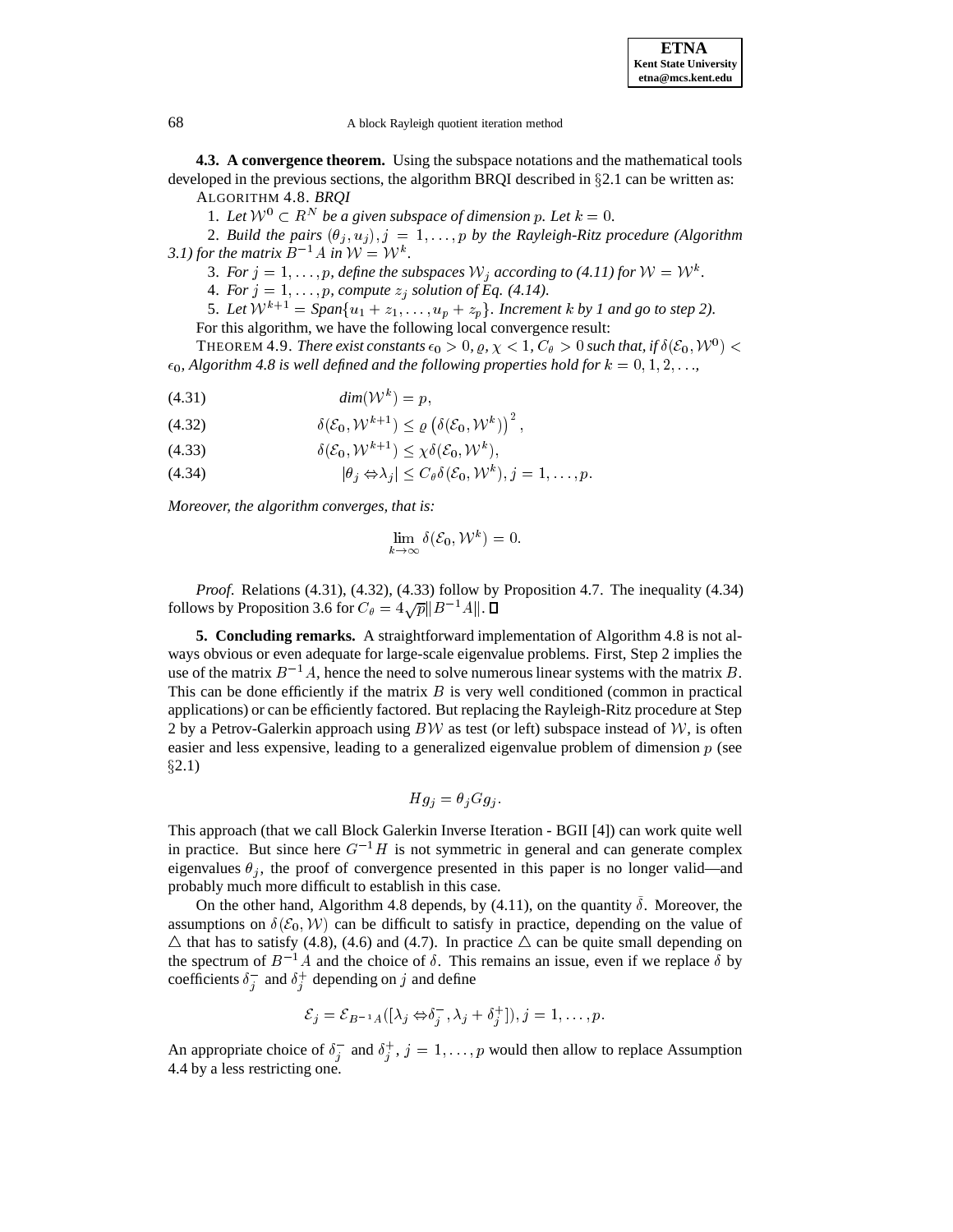**4.3. A convergence theorem.** Using the subspace notations and the mathematical tools developed in the previous sections, the algorithm BRQI described in §2.1 can be written as:

ALGORITHM 4.8. *BRQI*

1. *Let $\mathcal{W}^0 \subset R^N$ be a given subspace of dimension $p$. Let $k = 0$.*
2. *Build the pairs $(\theta_j, u_j), j = 1, \ldots, p$ by the Rayleigh-Ritz procedure (Algorithm 3.1) for the matrix $B^{-1}A$ in $\mathcal{W} = \mathcal{W}^k$.*
3. *For $j = 1, \ldots, p$, define the subspaces $\mathcal{W}_j$ according to (4.11) for $\mathcal{W} = \mathcal{W}^k$.*
4. *For $j = 1, \ldots, p$, compute $z_j$ solution of Eq. (4.14).*
5. *Let $\mathcal{W}^{k+1} =$ Span$\{u_1 + z_1, \ldots, u_p + z_p\}$. Increment $k$ by 1 and go to step 2).*

For this algorithm, we have the following local convergence result:

THEOREM 4.9. *There exist constants $\epsilon_0 > 0, \varrho, \chi < 1, C_\theta > 0$ such that, if $\delta(\mathcal{E}_0, \mathcal{W}^0) < \epsilon_0$, Algorithm 4.8 is well defined and the following properties hold for $k = 0, 1, 2, \ldots$,*

$$\text{dim}(\mathcal{W}^k) = p, \tag{4.31}$$

$$\delta(\mathcal{E}_0, \mathcal{W}^{k+1}) \leq \varrho \left(\delta(\mathcal{E}_0, \mathcal{W}^k)\right)^2, \tag{4.32}$$

$$\delta(\mathcal{E}_0, \mathcal{W}^{k+1}) \leq \chi \delta(\mathcal{E}_0, \mathcal{W}^k), \tag{4.33}$$

$$|\theta_j - \lambda_j| \leq C_\theta \delta(\mathcal{E}_0, \mathcal{W}^k), j = 1, \ldots, p. \tag{4.34}$$

*Moreover, the algorithm converges, that is:*

$$\lim_{k \to \infty} \delta(\mathcal{E}_0, \mathcal{W}^k) = 0.$$

*Proof.* Relations (4.31), (4.32), (4.33) follow by Proposition 4.7. The inequality (4.34) follows by Proposition 3.6 for $C_\theta = 4\sqrt{p}\|B^{-1}A\|$. ∎

**5. Concluding remarks.** A straightforward implementation of Algorithm 4.8 is not always obvious or even adequate for large-scale eigenvalue problems. First, Step 2 implies the use of the matrix $B^{-1}A$, hence the need to solve numerous linear systems with the matrix $B$. This can be done efficiently if the matrix $B$ is very well conditioned (common in practical applications) or can be efficiently factored. But replacing the Rayleigh-Ritz procedure at Step 2 by a Petrov-Galerkin approach using $B\mathcal{W}$ as test (or left) subspace instead of $\mathcal{W}$, is often easier and less expensive, leading to a generalized eigenvalue problem of dimension $p$ (see §2.1)

$$Hg_j = \theta_j G g_j.$$

This approach (that we call Block Galerkin Inverse Iteration - BGII [4]) can work quite well in practice. But since here $G^{-1}H$ is not symmetric in general and can generate complex eigenvalues $\theta_j$, the proof of convergence presented in this paper is no longer valid—and probably much more difficult to establish in this case.

On the other hand, Algorithm 4.8 depends, by (4.11), on the quantity $\bar{\delta}$. Moreover, the assumptions on $\delta(\mathcal{E}_0, \mathcal{W})$ can be difficult to satisfy in practice, depending on the value of $\triangle$ that has to satisfy (4.8), (4.6) and (4.7). In practice $\triangle$ can be quite small depending on the spectrum of $B^{-1}A$ and the choice of $\delta$. This remains an issue, even if we replace $\delta$ by coefficients $\delta_j^-$ and $\delta_j^+$ depending on $j$ and define

$$\mathcal{E}_j = \mathcal{E}_{B^{-1}A}([\lambda_j - \delta_j^-, \lambda_j + \delta_j^+]), j = 1, \ldots, p.$$

An appropriate choice of $\delta_j^-$ and $\delta_j^+$, $j = 1, \ldots, p$ would then allow to replace Assumption 4.4 by a less restricting one.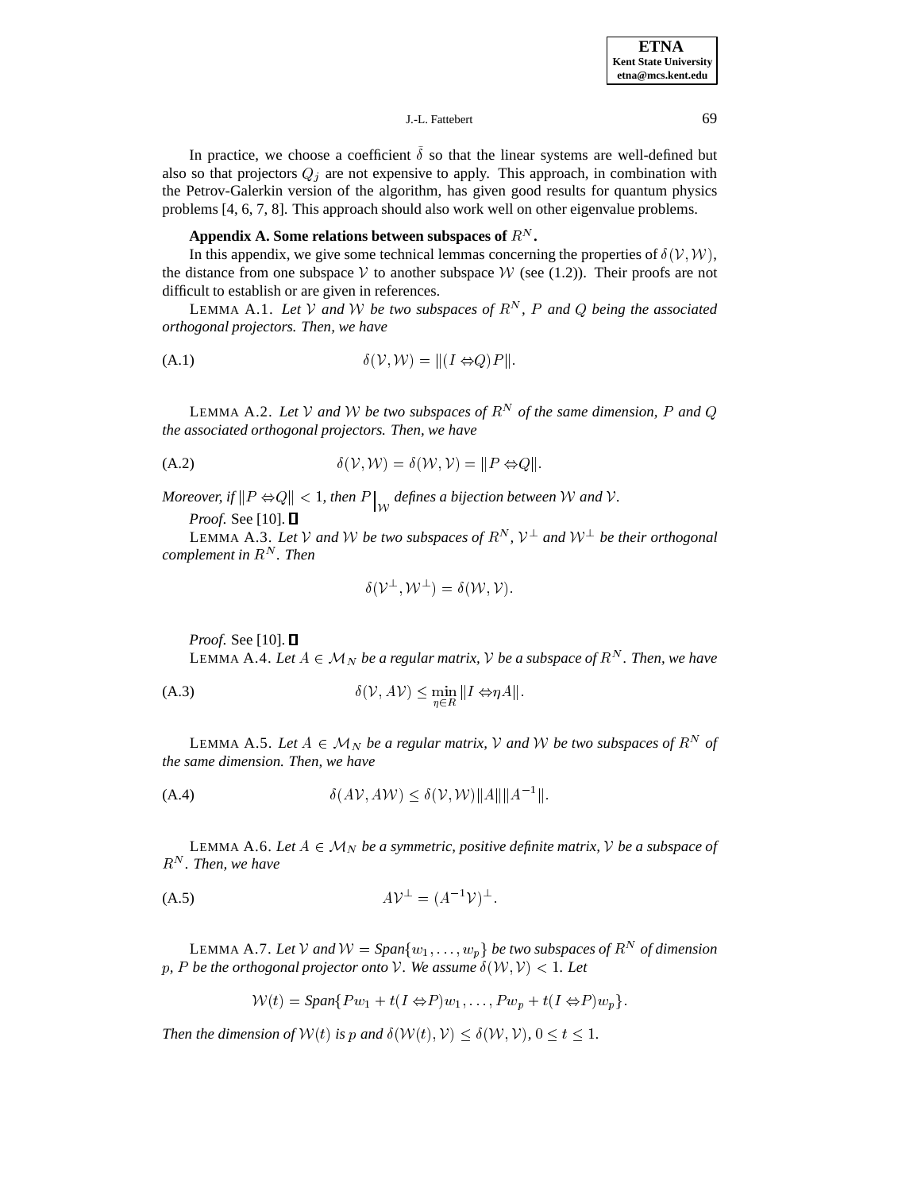In practice, we choose a coefficient $\bar{\delta}$ so that the linear systems are well-defined but also so that projectors $Q_j$ are not expensive to apply. This approach, in combination with the Petrov-Galerkin version of the algorithm, has given good results for quantum physics problems [4, 6, 7, 8]. This approach should also work well on other eigenvalue problems.

**Appendix A. Some relations between subspaces of $R^N$.**

In this appendix, we give some technical lemmas concerning the properties of $\delta(\mathcal{V}, \mathcal{W})$, the distance from one subspace $\mathcal{V}$ to another subspace $\mathcal{W}$ (see (1.2)). Their proofs are not difficult to establish or are given in references.

LEMMA A.1. *Let $\mathcal{V}$ and $\mathcal{W}$ be two subspaces of $R^N$, $P$ and $Q$ being the associated orthogonal projectors. Then, we have*

$$\delta(\mathcal{V}, \mathcal{W}) = \|(I - Q)P\|. \tag{A.1}$$

LEMMA A.2. *Let $\mathcal{V}$ and $\mathcal{W}$ be two subspaces of $R^N$ of the same dimension, $P$ and $Q$ the associated orthogonal projectors. Then, we have*

$$\delta(\mathcal{V}, \mathcal{W}) = \delta(\mathcal{W}, \mathcal{V}) = \|P - Q\|. \tag{A.2}$$

*Moreover, if $\|P - Q\| < 1$, then $P\big|_{\mathcal{W}}$ defines a bijection between $\mathcal{W}$ and $\mathcal{V}$.*

*Proof.* See [10]. ∎

LEMMA A.3. *Let $\mathcal{V}$ and $\mathcal{W}$ be two subspaces of $R^N$, $\mathcal{V}^\perp$ and $\mathcal{W}^\perp$ be their orthogonal complement in $R^N$. Then*

$$\delta(\mathcal{V}^\perp, \mathcal{W}^\perp) = \delta(\mathcal{W}, \mathcal{V}).$$

*Proof.* See [10]. ∎

LEMMA A.4. *Let $A \in \mathcal{M}_N$ be a regular matrix, $\mathcal{V}$ be a subspace of $R^N$. Then, we have*

$$\delta(\mathcal{V}, A\mathcal{V}) \leq \min_{\eta \in R} \|I - \eta A\|. \tag{A.3}$$

LEMMA A.5. *Let $A \in \mathcal{M}_N$ be a regular matrix, $\mathcal{V}$ and $\mathcal{W}$ be two subspaces of $R^N$ of the same dimension. Then, we have*

$$\delta(A\mathcal{V}, A\mathcal{W}) \leq \delta(\mathcal{V}, \mathcal{W})\|A\|\|A^{-1}\|. \tag{A.4}$$

LEMMA A.6. *Let $A \in \mathcal{M}_N$ be a symmetric, positive definite matrix, $\mathcal{V}$ be a subspace of $R^N$. Then, we have*

$$A\mathcal{V}^\perp = (A^{-1}\mathcal{V})^\perp. \tag{A.5}$$

LEMMA A.7. *Let $\mathcal{V}$ and $\mathcal{W} = Span\{w_1, \ldots, w_p\}$ be two subspaces of $R^N$ of dimension $p$, $P$ be the orthogonal projector onto $\mathcal{V}$. We assume $\delta(\mathcal{W}, \mathcal{V}) < 1$. Let*

$$\mathcal{W}(t) = Span\{Pw_1 + t(I - P)w_1, \ldots, Pw_p + t(I - P)w_p\}.$$

*Then the dimension of $\mathcal{W}(t)$ is $p$ and $\delta(\mathcal{W}(t), \mathcal{V}) \leq \delta(\mathcal{W}, \mathcal{V})$, $0 \leq t \leq 1$.*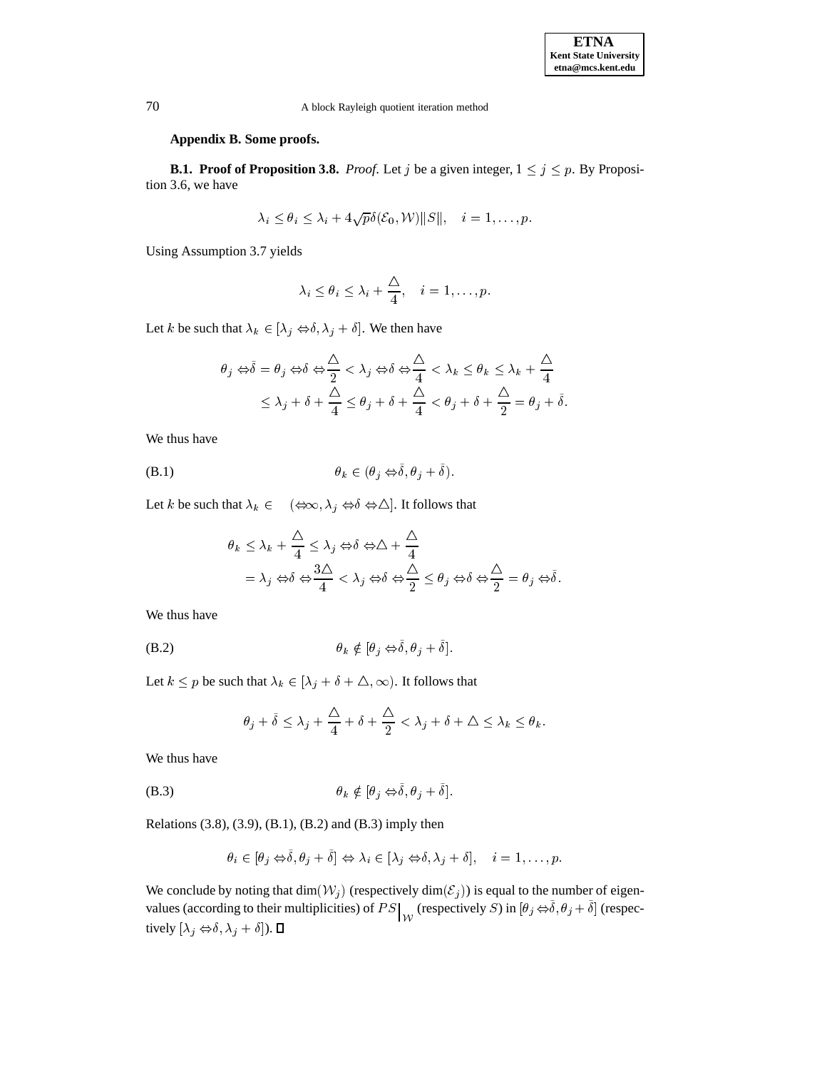## Appendix B. Some proofs.

**B.1. Proof of Proposition 3.8.** *Proof*. Let $j$ be a given integer, $1 \le j \le p$. By Proposition 3.6, we have

$$\lambda_i \le \theta_i \le \lambda_i + 4\sqrt{p}\delta(\mathcal{E}_0, \mathcal{W})\|S\|, \quad i = 1, \ldots, p.$$

Using Assumption 3.7 yields

$$\lambda_i \le \theta_i \le \lambda_i + \frac{\triangle}{4}, \quad i = 1, \ldots, p.$$

Let $k$ be such that $\lambda_k \in [\lambda_j - \delta, \lambda_j + \delta]$. We then have

$$\begin{aligned}
\theta_j - \bar{\delta} = \theta_j - \delta - \frac{\triangle}{2} < \lambda_j - \delta - \frac{\triangle}{4} < \lambda_k \le \theta_k \le \lambda_k + \frac{\triangle}{4} \\
\le \lambda_j + \delta + \frac{\triangle}{4} \le \theta_j + \delta + \frac{\triangle}{4} < \theta_j + \delta + \frac{\triangle}{2} = \theta_j + \bar{\delta}.
\end{aligned}$$

We thus have

$$\theta_k \in (\theta_j - \bar{\delta}, \theta_j + \bar{\delta}). \tag{B.1}$$

Let $k$ be such that $\lambda_k \in (-\infty, \lambda_j - \delta - \triangle]$. It follows that

$$\begin{aligned}
\theta_k \le \lambda_k + \frac{\triangle}{4} \le \lambda_j - \delta - \triangle + \frac{\triangle}{4} \\
= \lambda_j - \delta - \frac{3\triangle}{4} < \lambda_j - \delta - \frac{\triangle}{2} \le \theta_j - \delta - \frac{\triangle}{2} = \theta_j - \bar{\delta}.
\end{aligned}$$

We thus have

$$\theta_k \notin [\theta_j - \bar{\delta}, \theta_j + \bar{\delta}]. \tag{B.2}$$

Let $k \le p$ be such that $\lambda_k \in [\lambda_j + \delta + \triangle, \infty)$. It follows that

$$\theta_j + \bar{\delta} \le \lambda_j + \frac{\triangle}{4} + \delta + \frac{\triangle}{2} < \lambda_j + \delta + \triangle \le \lambda_k \le \theta_k.$$

We thus have

$$\theta_k \notin [\theta_j - \bar{\delta}, \theta_j + \bar{\delta}]. \tag{B.3}$$

Relations (3.8), (3.9), (B.1), (B.2) and (B.3) imply then

$$\theta_i \in [\theta_j - \bar{\delta}, \theta_j + \bar{\delta}] \Leftrightarrow \lambda_i \in [\lambda_j - \delta, \lambda_j + \delta], \quad i = 1, \ldots, p.$$

We conclude by noting that $\dim(\mathcal{W}_j)$ (respectively $\dim(\mathcal{E}_j)$) is equal to the number of eigenvalues (according to their multiplicities) of $PS\big|_{\mathcal{W}}$ (respectively $S$) in $[\theta_j - \bar{\delta}, \theta_j + \bar{\delta}]$ (respectively $[\lambda_j - \delta, \lambda_j + \delta]$). $\square$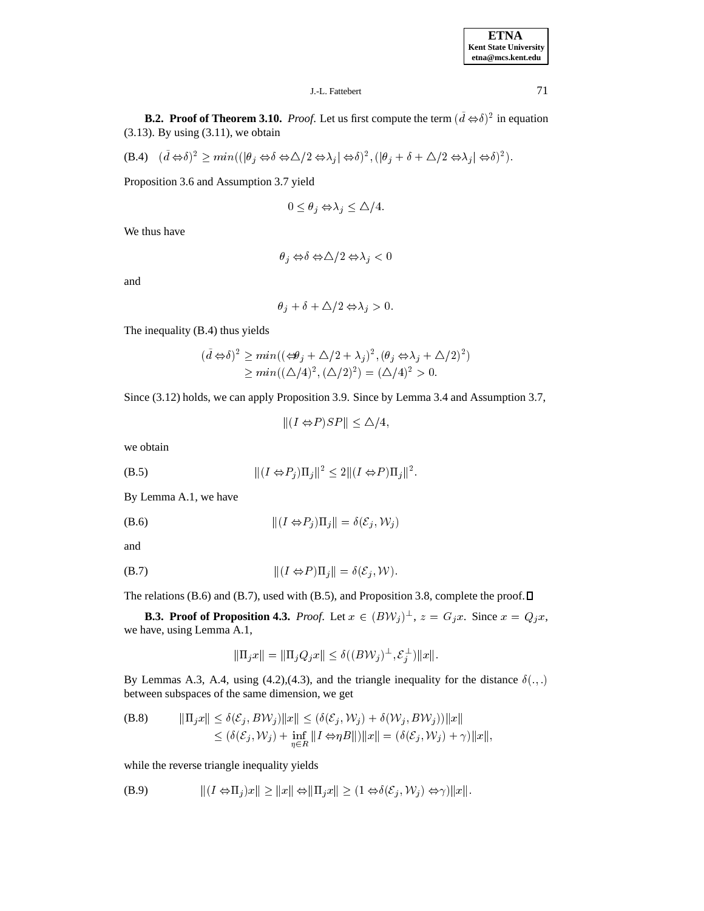**B.2. Proof of Theorem 3.10.** *Proof.* Let us first compute the term $(\bar{d} - \delta)^2$ in equation (3.13). By using (3.11), we obtain

$$(\bar{d} - \delta)^2 \geq min((|\theta_j - \delta - \triangle/2 - \lambda_j| - \delta)^2, (|\theta_j + \delta + \triangle/2 - \lambda_j| - \delta)^2). \tag{B.4}$$

Proposition 3.6 and Assumption 3.7 yield

$$0 \leq \theta_j - \lambda_j \leq \triangle/4.$$

We thus have

$$\theta_j - \delta - \triangle/2 - \lambda_j < 0$$

and

$$\theta_j + \delta + \triangle/2 - \lambda_j > 0.$$

The inequality (B.4) thus yields

$$\begin{aligned}(\bar{d} - \delta)^2 &\geq min((-\theta_j + \triangle/2 + \lambda_j)^2, (\theta_j - \lambda_j + \triangle/2)^2) \\ &\geq min((\triangle/4)^2, (\triangle/2)^2) = (\triangle/4)^2 > 0.\end{aligned}$$

Since (3.12) holds, we can apply Proposition 3.9. Since by Lemma 3.4 and Assumption 3.7,

$$\|(I - P)SP\| \leq \triangle/4,$$

we obtain

$$\|(I - P_j)\Pi_j\|^2 \leq 2\|(I - P)\Pi_j\|^2. \tag{B.5}$$

By Lemma A.1, we have

$$\|(I - P_j)\Pi_j\| = \delta(\mathcal{E}_j, \mathcal{W}_j) \tag{B.6}$$

and

$$\|(I - P)\Pi_j\| = \delta(\mathcal{E}_j, \mathcal{W}). \tag{B.7}$$

The relations (B.6) and (B.7), used with (B.5), and Proposition 3.8, complete the proof. $\square$

**B.3. Proof of Proposition 4.3.** *Proof.* Let $x \in (B\mathcal{W}_j)^\perp$, $z = G_j x$. Since $x = Q_j x$, we have, using Lemma A.1,

$$\|\Pi_j x\| = \|\Pi_j Q_j x\| \leq \delta((B\mathcal{W}_j)^\perp, \mathcal{E}_j^\perp)\|x\|.$$

By Lemmas A.3, A.4, using (4.2),(4.3), and the triangle inequality for the distance $\delta(.,.)$ between subspaces of the same dimension, we get

$$\begin{aligned}\|\Pi_j x\| &\leq \delta(\mathcal{E}_j, B\mathcal{W}_j)\|x\| \leq (\delta(\mathcal{E}_j, \mathcal{W}_j) + \delta(\mathcal{W}_j, B\mathcal{W}_j))\|x\| \\ &\leq (\delta(\mathcal{E}_j, \mathcal{W}_j) + \inf_{\eta \in R}\|I - \eta B\|)\|x\| = (\delta(\mathcal{E}_j, \mathcal{W}_j) + \gamma)\|x\|,\end{aligned} \tag{B.8}$$

while the reverse triangle inequality yields

$$\|(I - \Pi_j)x\| \geq \|x\| - \|\Pi_j x\| \geq (1 - \delta(\mathcal{E}_j, \mathcal{W}_j) - \gamma)\|x\|. \tag{B.9}$$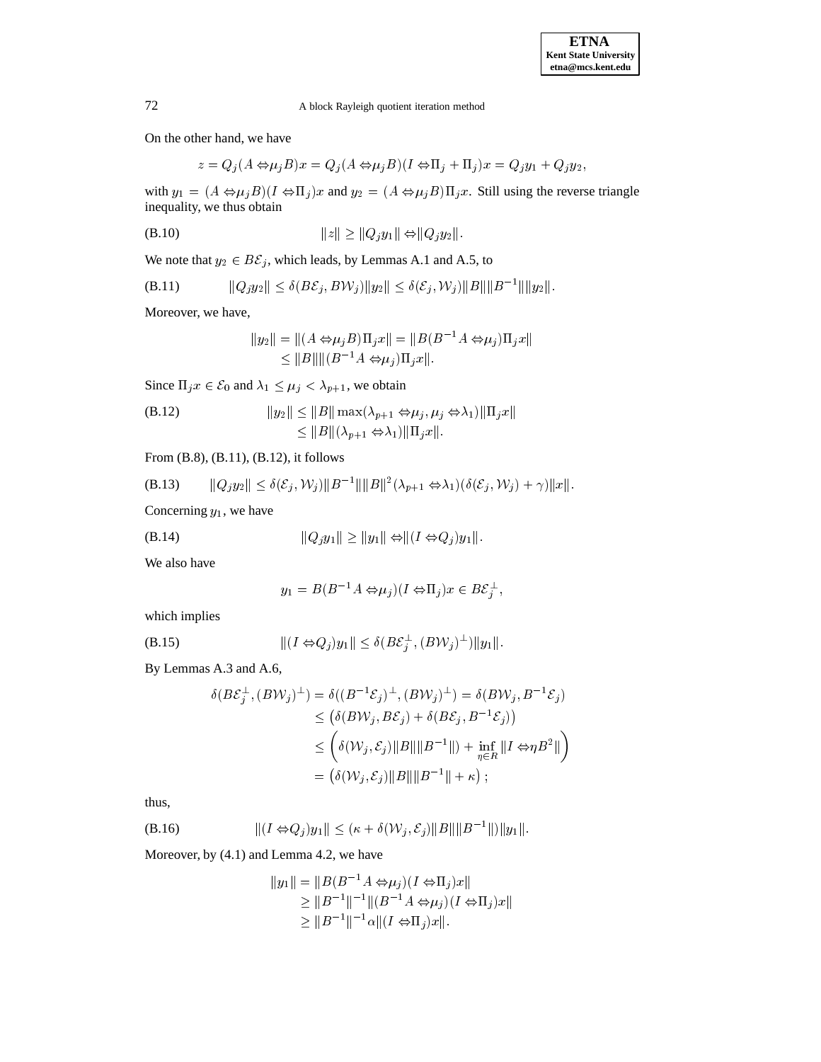On the other hand, we have

$$z = Q_j(A - \mu_j B)x = Q_j(A - \mu_j B)(I - \Pi_j + \Pi_j)x = Q_j y_1 + Q_j y_2,$$

with $y_1 = (A - \mu_j B)(I - \Pi_j)x$ and $y_2 = (A - \mu_j B)\Pi_j x$. Still using the reverse triangle inequality, we thus obtain

$$\|z\| \geq \|Q_j y_1\| - \|Q_j y_2\|. \tag{B.10}$$

We note that $y_2 \in B\mathcal{E}_j$, which leads, by Lemmas A.1 and A.5, to

$$\|Q_j y_2\| \leq \delta(B\mathcal{E}_j, B\mathcal{W}_j)\|y_2\| \leq \delta(\mathcal{E}_j, \mathcal{W}_j)\|B\|\|B^{-1}\|\|y_2\|. \tag{B.11}$$

Moreover, we have,

$$\begin{aligned}
\|y_2\| = \|(A - \mu_j B)\Pi_j x\| &= \|B(B^{-1}A - \mu_j)\Pi_j x\| \\
&\leq \|B\|\|(B^{-1}A - \mu_j)\Pi_j x\|.
\end{aligned}$$

Since $\Pi_j x \in \mathcal{E}_0$ and $\lambda_1 \leq \mu_j < \lambda_{p+1}$, we obtain

$$\begin{aligned}
\|y_2\| &\leq \|B\| \max(\lambda_{p+1} - \mu_j, \mu_j - \lambda_1)\|\Pi_j x\| \\
&\leq \|B\|(\lambda_{p+1} - \lambda_1)\|\Pi_j x\|.
\end{aligned} \tag{B.12}$$

From (B.8), (B.11), (B.12), it follows

$$\|Q_j y_2\| \leq \delta(\mathcal{E}_j, \mathcal{W}_j)\|B^{-1}\|\|B\|^2(\lambda_{p+1} - \lambda_1)(\delta(\mathcal{E}_j, \mathcal{W}_j) + \gamma)\|x\|. \tag{B.13}$$

Concerning $y_1$, we have

$$\|Q_j y_1\| \geq \|y_1\| - \|(I - Q_j)y_1\|. \tag{B.14}$$

We also have

$$y_1 = B(B^{-1}A - \mu_j)(I - \Pi_j)x \in B\mathcal{E}_j^{\perp},$$

which implies

$$\|(I - Q_j)y_1\| \leq \delta(B\mathcal{E}_j^{\perp}, (B\mathcal{W}_j)^{\perp})\|y_1\|. \tag{B.15}$$

By Lemmas A.3 and A.6,

$$\begin{aligned}
\delta(B\mathcal{E}_j^{\perp}, (B\mathcal{W}_j)^{\perp}) &= \delta((B^{-1}\mathcal{E}_j)^{\perp}, (B\mathcal{W}_j)^{\perp}) = \delta(B\mathcal{W}_j, B^{-1}\mathcal{E}_j) \\
&\leq \left(\delta(B\mathcal{W}_j, B\mathcal{E}_j) + \delta(B\mathcal{E}_j, B^{-1}\mathcal{E}_j)\right) \\
&\leq \left(\delta(\mathcal{W}_j, \mathcal{E}_j)\|B\|\|B^{-1}\|) + \inf_{\eta \in R}\|I - \eta B^2\|\right) \\
&= \left(\delta(\mathcal{W}_j, \mathcal{E}_j)\|B\|\|B^{-1}\| + \kappa\right);
\end{aligned}$$

thus,

$$\|(I - Q_j)y_1\| \leq (\kappa + \delta(\mathcal{W}_j, \mathcal{E}_j)\|B\|\|B^{-1}\|)\|y_1\|. \tag{B.16}$$

Moreover, by (4.1) and Lemma 4.2, we have

$$\begin{aligned}
\|y_1\| &= \|B(B^{-1}A - \mu_j)(I - \Pi_j)x\| \\
&\geq \|B^{-1}\|^{-1}\|(B^{-1}A - \mu_j)(I - \Pi_j)x\| \\
&\geq \|B^{-1}\|^{-1}\alpha\|(I - \Pi_j)x\|.
\end{aligned}$$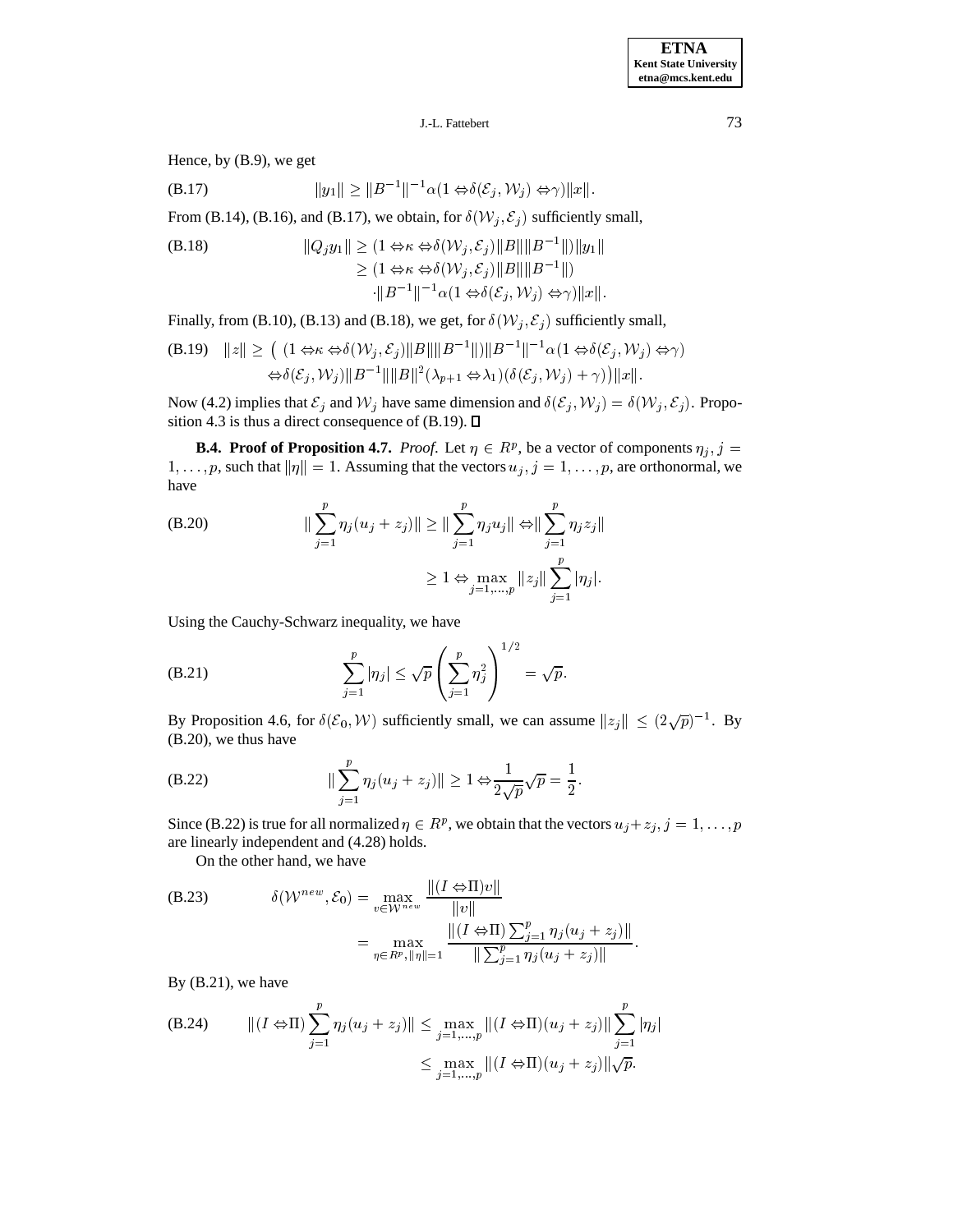Hence, by (B.9), we get

$$\text{(B.17)} \qquad \|y_1\| \geq \|B^{-1}\|^{-1}\alpha(1 \Leftrightarrow \delta(\mathcal{E}_j, \mathcal{W}_j) \Leftrightarrow \gamma)\|x\|.$$

From (B.14), (B.16), and (B.17), we obtain, for $\delta(\mathcal{W}_j, \mathcal{E}_j)$ sufficiently small,

$$\text{(B.18)} \qquad \begin{aligned} \|Q_j y_1\| &\geq (1 \Leftrightarrow \kappa \Leftrightarrow \delta(\mathcal{W}_j, \mathcal{E}_j)\|B\|\|B^{-1}\|)\|y_1\| \\ &\geq (1 \Leftrightarrow \kappa \Leftrightarrow \delta(\mathcal{W}_j, \mathcal{E}_j)\|B\|\|B^{-1}\|) \\ &\quad \cdot \|B^{-1}\|^{-1}\alpha(1 \Leftrightarrow \delta(\mathcal{E}_j, \mathcal{W}_j) \Leftrightarrow \gamma)\|x\|. \end{aligned}$$

Finally, from (B.10), (B.13) and (B.18), we get, for $\delta(\mathcal{W}_j, \mathcal{E}_j)$ sufficiently small,

$$\text{(B.19)} \quad \begin{aligned} \|z\| \geq \big( &(1 \Leftrightarrow \kappa \Leftrightarrow \delta(\mathcal{W}_j, \mathcal{E}_j)\|B\|\|B^{-1}\|)\|B^{-1}\|^{-1}\alpha(1 \Leftrightarrow \delta(\mathcal{E}_j, \mathcal{W}_j) \Leftrightarrow \gamma) \\ &\Leftrightarrow \delta(\mathcal{E}_j, \mathcal{W}_j)\|B^{-1}\|\|B\|^2(\lambda_{p+1} \Leftrightarrow \lambda_1)(\delta(\mathcal{E}_j, \mathcal{W}_j) + \gamma)\big)\|x\|. \end{aligned}$$

Now (4.2) implies that $\mathcal{E}_j$ and $\mathcal{W}_j$ have same dimension and $\delta(\mathcal{E}_j, \mathcal{W}_j) = \delta(\mathcal{W}_j, \mathcal{E}_j)$. Proposition 4.3 is thus a direct consequence of (B.19). ◻

**B.4. Proof of Proposition 4.7.** *Proof.* Let $\eta \in R^p$, be a vector of components $\eta_j, j = 1, \ldots, p$, such that $\|\eta\| = 1$. Assuming that the vectors $u_j, j = 1, \ldots, p$, are orthonormal, we have

$$\text{(B.20)} \qquad \begin{aligned} \|\sum_{j=1}^{p} \eta_j(u_j + z_j)\| &\geq \|\sum_{j=1}^{p} \eta_j u_j\| \Leftrightarrow \|\sum_{j=1}^{p} \eta_j z_j\| \\ &\geq 1 \Leftrightarrow \max_{j=1,\ldots,p} \|z_j\| \sum_{j=1}^{p} |\eta_j|. \end{aligned}$$

Using the Cauchy-Schwarz inequality, we have

$$\text{(B.21)} \qquad \sum_{j=1}^{p} |\eta_j| \leq \sqrt{p}\left(\sum_{j=1}^{p} \eta_j^2\right)^{1/2} = \sqrt{p}.$$

By Proposition 4.6, for $\delta(\mathcal{E}_0, \mathcal{W})$ sufficiently small, we can assume $\|z_j\| \leq (2\sqrt{p})^{-1}$. By (B.20), we thus have

$$\text{(B.22)} \qquad \|\sum_{j=1}^{p} \eta_j(u_j + z_j)\| \geq 1 \Leftrightarrow \frac{1}{2\sqrt{p}}\sqrt{p} = \frac{1}{2}.$$

Since (B.22) is true for all normalized $\eta \in R^p$, we obtain that the vectors $u_j + z_j, j = 1, \ldots, p$ are linearly independent and (4.28) holds.

On the other hand, we have

$$\text{(B.23)} \qquad \begin{aligned} \delta(\mathcal{W}^{new}, \mathcal{E}_0) &= \max_{v \in \mathcal{W}^{new}} \frac{\|(I \Leftrightarrow \Pi)v\|}{\|v\|} \\ &= \max_{\eta \in R^p, \|\eta\|=1} \frac{\|(I \Leftrightarrow \Pi)\sum_{j=1}^{p} \eta_j(u_j + z_j)\|}{\|\sum_{j=1}^{p} \eta_j(u_j + z_j)\|}. \end{aligned}$$

By (B.21), we have

$$\text{(B.24)} \qquad \begin{aligned} \|(I \Leftrightarrow \Pi)\sum_{j=1}^{p} \eta_j(u_j + z_j)\| &\leq \max_{j=1,\ldots,p} \|(I \Leftrightarrow \Pi)(u_j + z_j)\| \sum_{j=1}^{p} |\eta_j| \\ &\leq \max_{j=1,\ldots,p} \|(I \Leftrightarrow \Pi)(u_j + z_j)\|\sqrt{p}. \end{aligned}$$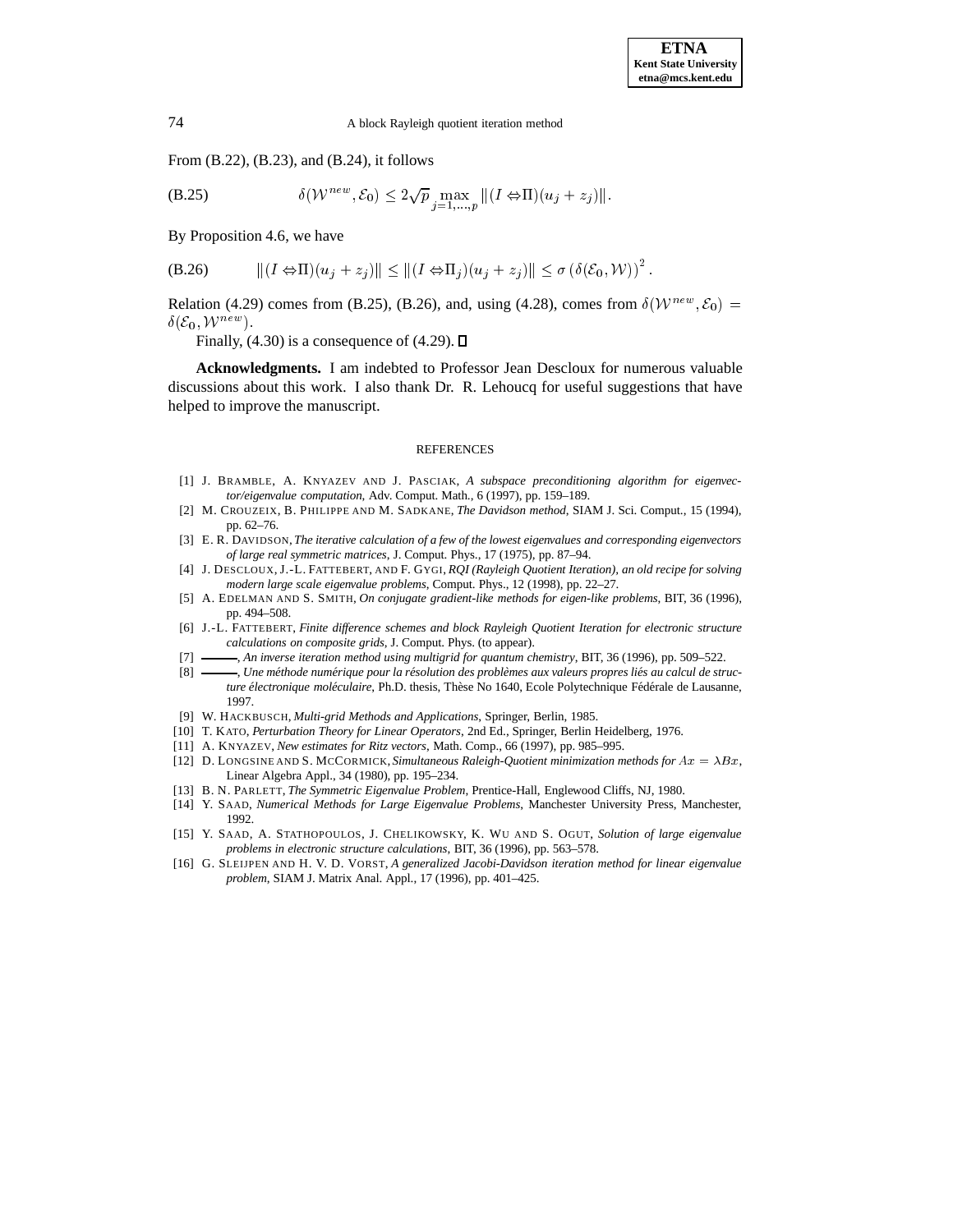From (B.22), (B.23), and (B.24), it follows

$$\delta(\mathcal{W}^{new}, \mathcal{E}_0) \leq 2\sqrt{p} \max_{j=1,\ldots,p} \|(I - \Pi)(u_j + z_j)\|. \tag{B.25}$$

By Proposition 4.6, we have

$$\|(I - \Pi)(u_j + z_j)\| \leq \|(I - \Pi_j)(u_j + z_j)\| \leq \sigma \left(\delta(\mathcal{E}_0, \mathcal{W})\right)^2. \tag{B.26}$$

Relation (4.29) comes from (B.25), (B.26), and, using (4.28), comes from $\delta(\mathcal{W}^{new}, \mathcal{E}_0) = \delta(\mathcal{E}_0, \mathcal{W}^{new})$.

Finally, (4.30) is a consequence of (4.29). □

**Acknowledgments.** I am indebted to Professor Jean Descloux for numerous valuable discussions about this work. I also thank Dr. R. Lehoucq for useful suggestions that have helped to improve the manuscript.

## REFERENCES

[1] J. Bramble, A. Knyazev and J. Pasciak, *A subspace preconditioning algorithm for eigenvector/eigenvalue computation*, Adv. Comput. Math., 6 (1997), pp. 159–189.

[2] M. Crouzeix, B. Philippe and M. Sadkane, *The Davidson method*, SIAM J. Sci. Comput., 15 (1994), pp. 62–76.

[3] E. R. Davidson, *The iterative calculation of a few of the lowest eigenvalues and corresponding eigenvectors of large real symmetric matrices*, J. Comput. Phys., 17 (1975), pp. 87–94.

[4] J. Descloux, J.-L. Fattebert, and F. Gygi, *RQI (Rayleigh Quotient Iteration), an old recipe for solving modern large scale eigenvalue problems*, Comput. Phys., 12 (1998), pp. 22–27.

[5] A. Edelman and S. Smith, *On conjugate gradient-like methods for eigen-like problems*, BIT, 36 (1996), pp. 494–508.

[6] J.-L. Fattebert, *Finite difference schemes and block Rayleigh Quotient Iteration for electronic structure calculations on composite grids*, J. Comput. Phys. (to appear).

[7] ———, *An inverse iteration method using multigrid for quantum chemistry*, BIT, 36 (1996), pp. 509–522.

[8] ———, *Une méthode numérique pour la résolution des problèmes aux valeurs propres liés au calcul de structure électronique moléculaire*, Ph.D. thesis, Thèse No 1640, Ecole Polytechnique Fédérale de Lausanne, 1997.

[9] W. Hackbusch, *Multi-grid Methods and Applications*, Springer, Berlin, 1985.

[10] T. Kato, *Perturbation Theory for Linear Operators*, 2nd Ed., Springer, Berlin Heidelberg, 1976.

[11] A. Knyazev, *New estimates for Ritz vectors*, Math. Comp., 66 (1997), pp. 985–995.

[12] D. Longsine and S. McCormick, *Simultaneous Raleigh-Quotient minimization methods for $Ax = \lambda Bx$*, Linear Algebra Appl., 34 (1980), pp. 195–234.

[13] B. N. Parlett, *The Symmetric Eigenvalue Problem*, Prentice-Hall, Englewood Cliffs, NJ, 1980.

[14] Y. Saad, *Numerical Methods for Large Eigenvalue Problems*, Manchester University Press, Manchester, 1992.

[15] Y. Saad, A. Stathopoulos, J. Chelikowsky, K. Wu and S. Ogut, *Solution of large eigenvalue problems in electronic structure calculations*, BIT, 36 (1996), pp. 563–578.

[16] G. Sleijpen and H. V. D. Vorst, *A generalized Jacobi-Davidson iteration method for linear eigenvalue problem*, SIAM J. Matrix Anal. Appl., 17 (1996), pp. 401–425.